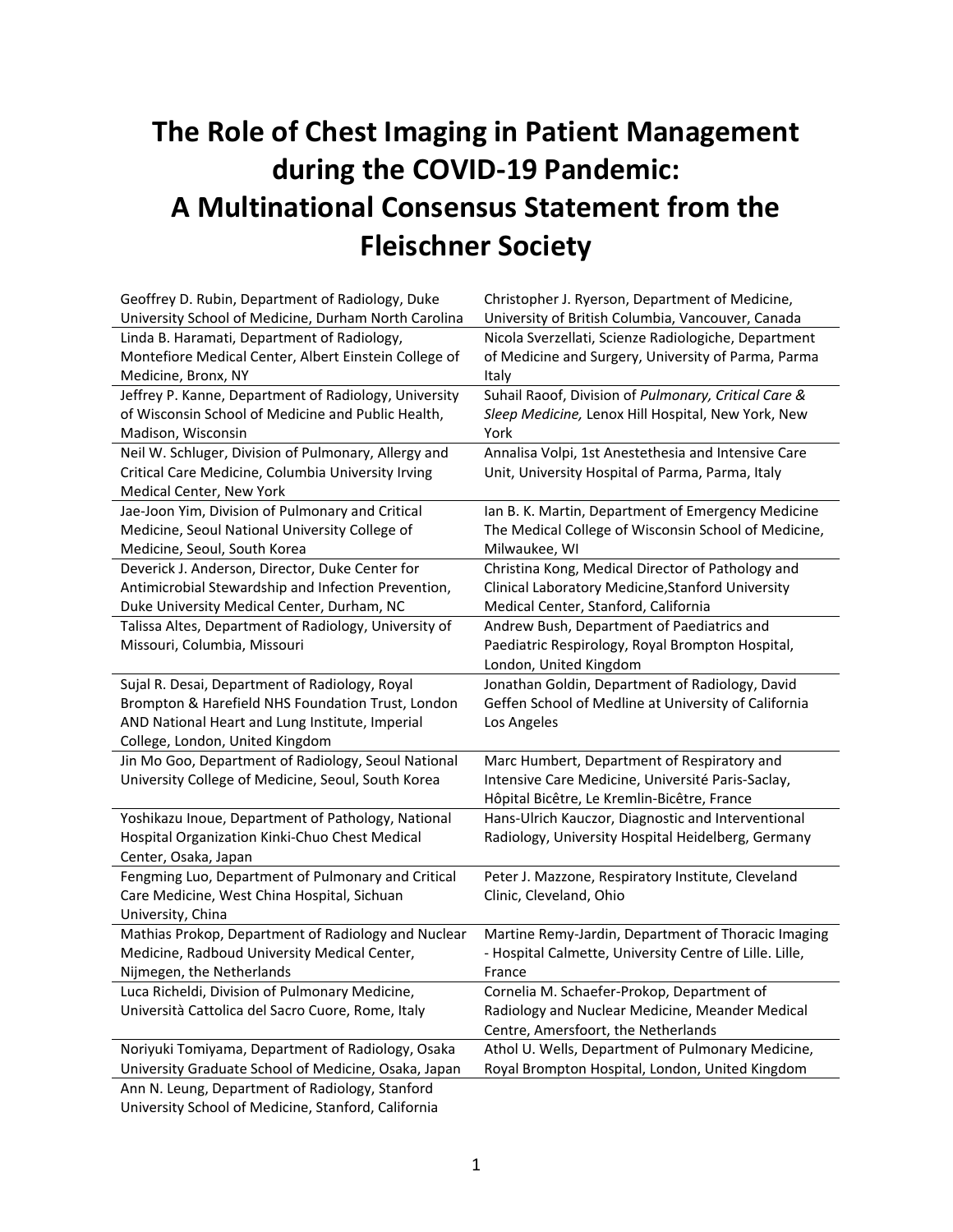# The Role of Chest Imaging in Patient Management during the COVID-19 Pandemic: A Multinational Consensus Statement from the Fleischner Society

Geoffrey D. Rubin, Department of Radiology, Duke University School of Medicine, Durham North Carolina

Christopher J. Ryerson, Department of Medicine, University of British Columbia, Vancouver, Canada

Linda B. Haramati, Department of Radiology, Montefiore Medical Center, Albert Einstein College of Medicine, Bronx, NY

Nicola Sverzellati, Scienze Radiologiche, Department of Medicine and Surgery, University of Parma, Parma Italy

Jeffrey P. Kanne, Department of Radiology, University of Wisconsin School of Medicine and Public Health, Madison, Wisconsin

Suhail Raoof, Division of *Pulmonary, Critical Care & Sleep Medicine,* Lenox Hill Hospital, New York, New York

Neil W. Schluger, Division of Pulmonary, Allergy and Critical Care Medicine, Columbia University Irving Medical Center, New York

Annalisa Volpi, 1st Anestethesia and Intensive Care Unit, University Hospital of Parma, Parma, Italy

Jae-Joon Yim, Division of Pulmonary and Critical Medicine, Seoul National University College of Medicine, Seoul, South Korea

Ian B. K. Martin, Department of Emergency Medicine The Medical College of Wisconsin School of Medicine, Milwaukee, WI

Deverick J. Anderson, Director, Duke Center for Antimicrobial Stewardship and Infection Prevention, Duke University Medical Center, Durham, NC

Christina Kong, Medical Director of Pathology and Clinical Laboratory Medicine,Stanford University Medical Center, Stanford, California

Talissa Altes, Department of Radiology, University of Missouri, Columbia, Missouri

Andrew Bush, Department of Paediatrics and Paediatric Respirology, Royal Brompton Hospital, London, United Kingdom

Sujal R. Desai, Department of Radiology, Royal Brompton & Harefield NHS Foundation Trust, London AND National Heart and Lung Institute, Imperial College, London, United Kingdom

Jonathan Goldin, Department of Radiology, David Geffen School of Medline at University of California Los Angeles

Jin Mo Goo, Department of Radiology, Seoul National University College of Medicine, Seoul, South Korea

Marc Humbert, Department of Respiratory and Intensive Care Medicine, Université Paris-Saclay, Hôpital Bicêtre, Le Kremlin-Bicêtre, France

Yoshikazu Inoue, Department of Pathology, National Hospital Organization Kinki-Chuo Chest Medical Center, Osaka, Japan

Hans-Ulrich Kauczor, Diagnostic and Interventional Radiology, University Hospital Heidelberg, Germany

Fengming Luo, Department of Pulmonary and Critical Care Medicine, West China Hospital, Sichuan University, China

Peter J. Mazzone, Respiratory Institute, Cleveland Clinic, Cleveland, Ohio

Mathias Prokop, Department of Radiology and Nuclear Medicine, Radboud University Medical Center, Nijmegen, the Netherlands

Martine Remy-Jardin, Department of Thoracic Imaging - Hospital Calmette, University Centre of Lille. Lille, France

Luca Richeldi, Division of Pulmonary Medicine, Università Cattolica del Sacro Cuore, Rome, Italy

Cornelia M. Schaefer-Prokop, Department of Radiology and Nuclear Medicine, Meander Medical Centre, Amersfoort, the Netherlands

Noriyuki Tomiyama, Department of Radiology, Osaka University Graduate School of Medicine, Osaka, Japan

Athol U. Wells, Department of Pulmonary Medicine, Royal Brompton Hospital, London, United Kingdom

Ann N. Leung, Department of Radiology, Stanford University School of Medicine, Stanford, California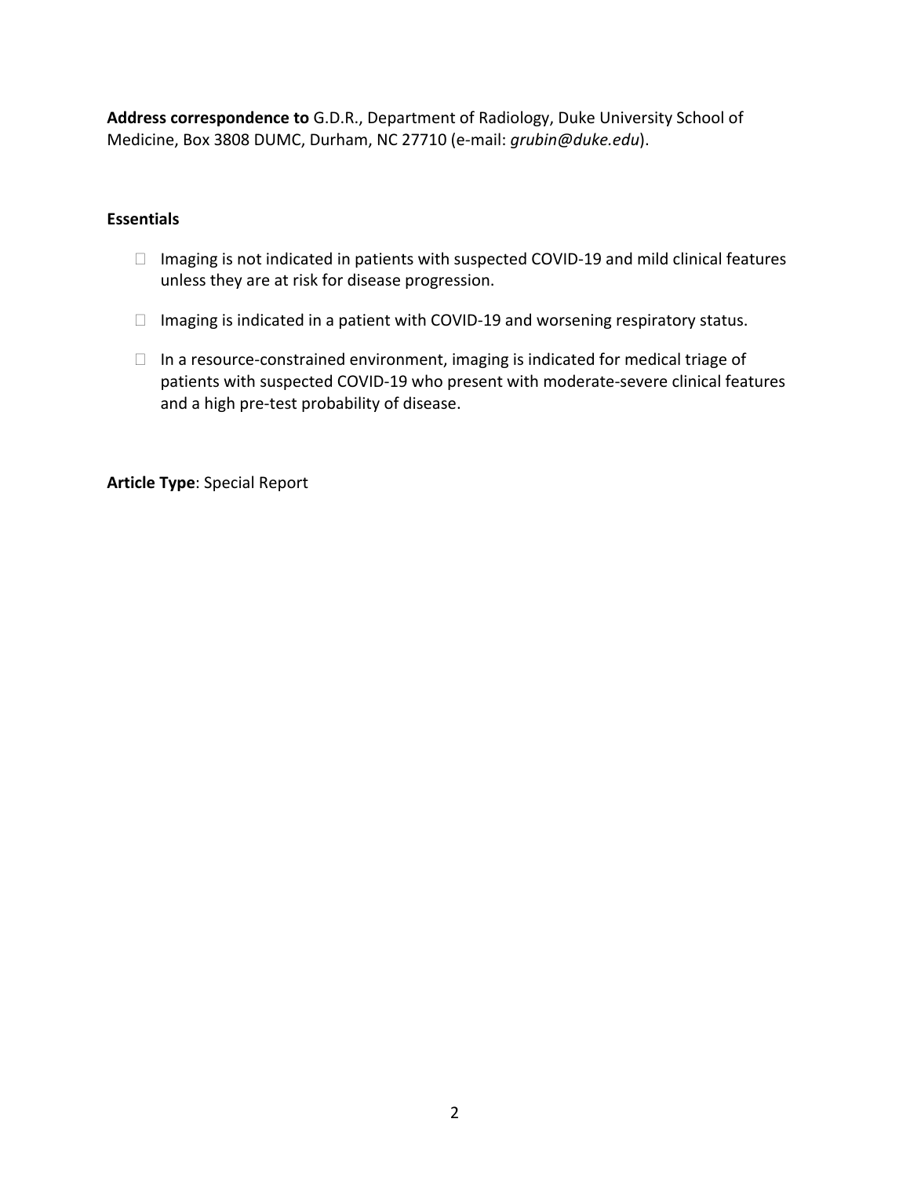**Address correspondence to** G.D.R., Department of Radiology, Duke University School of Medicine, Box 3808 DUMC, Durham, NC 27710 (e-mail: *grubin@duke.edu*).

**Essentials**

- Imaging is not indicated in patients with suspected COVID-19 and mild clinical features unless they are at risk for disease progression.
- Imaging is indicated in a patient with COVID-19 and worsening respiratory status.
- In a resource-constrained environment, imaging is indicated for medical triage of patients with suspected COVID-19 who present with moderate-severe clinical features and a high pre-test probability of disease.

**Article Type**: Special Report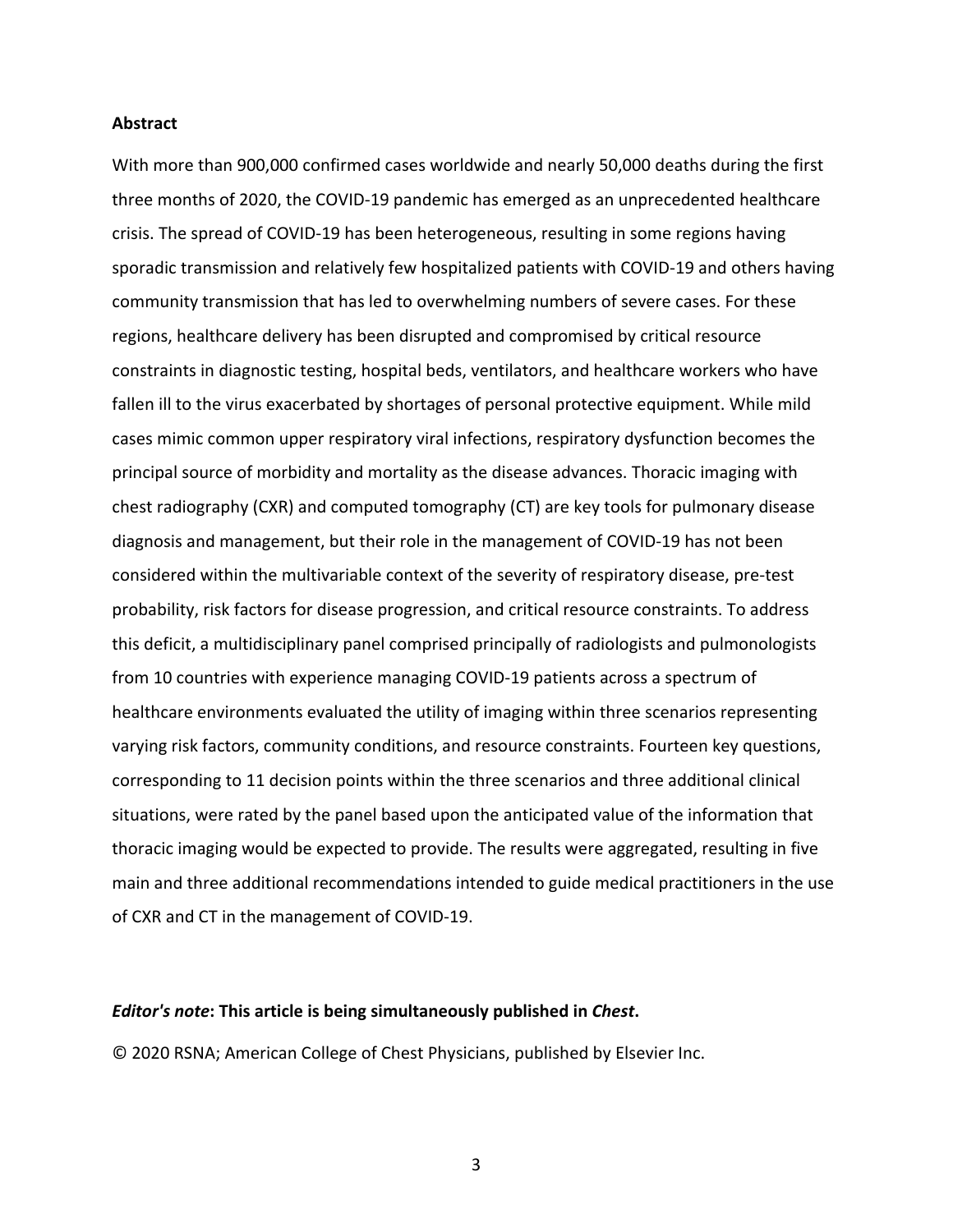**Abstract**

With more than 900,000 confirmed cases worldwide and nearly 50,000 deaths during the first three months of 2020, the COVID-19 pandemic has emerged as an unprecedented healthcare crisis. The spread of COVID-19 has been heterogeneous, resulting in some regions having sporadic transmission and relatively few hospitalized patients with COVID-19 and others having community transmission that has led to overwhelming numbers of severe cases. For these regions, healthcare delivery has been disrupted and compromised by critical resource constraints in diagnostic testing, hospital beds, ventilators, and healthcare workers who have fallen ill to the virus exacerbated by shortages of personal protective equipment. While mild cases mimic common upper respiratory viral infections, respiratory dysfunction becomes the principal source of morbidity and mortality as the disease advances. Thoracic imaging with chest radiography (CXR) and computed tomography (CT) are key tools for pulmonary disease diagnosis and management, but their role in the management of COVID-19 has not been considered within the multivariable context of the severity of respiratory disease, pre-test probability, risk factors for disease progression, and critical resource constraints. To address this deficit, a multidisciplinary panel comprised principally of radiologists and pulmonologists from 10 countries with experience managing COVID-19 patients across a spectrum of healthcare environments evaluated the utility of imaging within three scenarios representing varying risk factors, community conditions, and resource constraints. Fourteen key questions, corresponding to 11 decision points within the three scenarios and three additional clinical situations, were rated by the panel based upon the anticipated value of the information that thoracic imaging would be expected to provide. The results were aggregated, resulting in five main and three additional recommendations intended to guide medical practitioners in the use of CXR and CT in the management of COVID-19.

***Editor's note*: This article is being simultaneously published in *Chest*.**

© 2020 RSNA; American College of Chest Physicians, published by Elsevier Inc.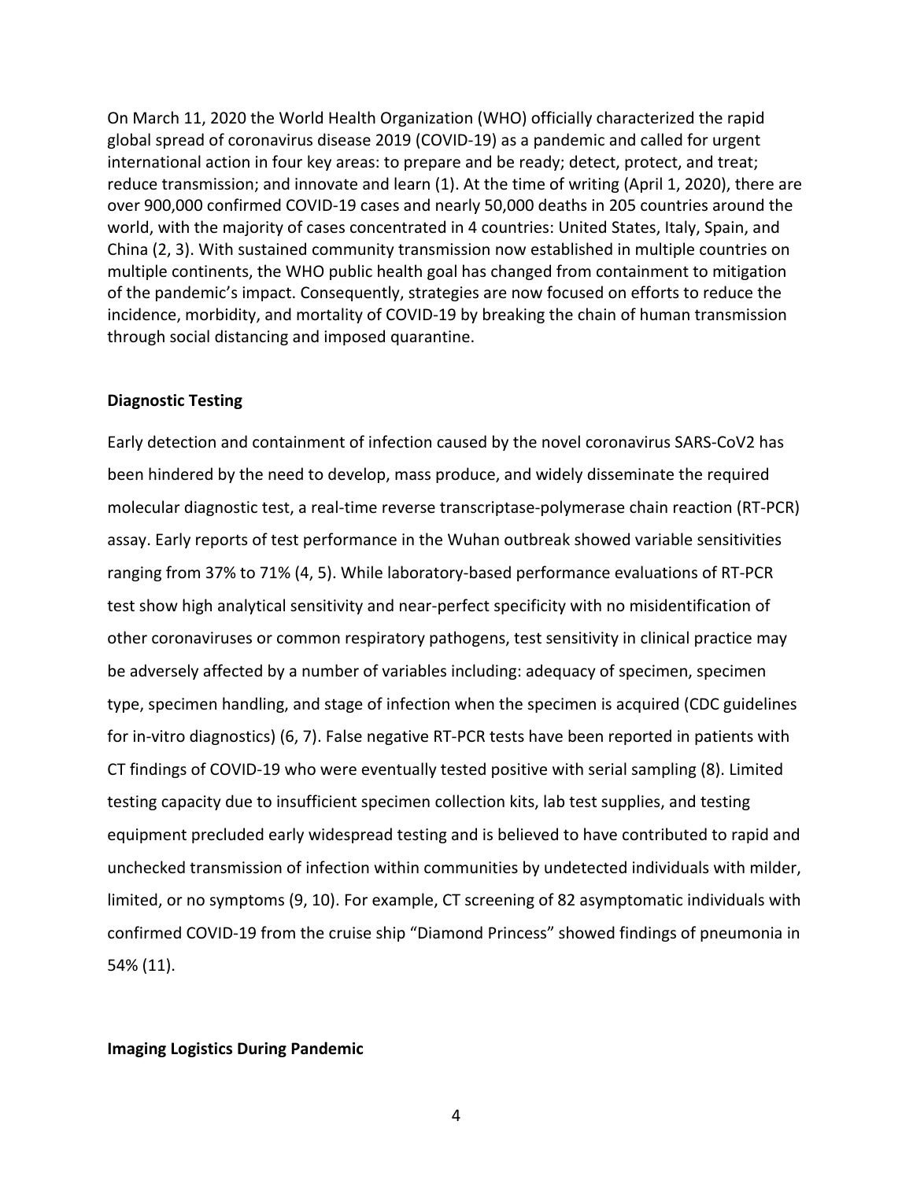On March 11, 2020 the World Health Organization (WHO) officially characterized the rapid global spread of coronavirus disease 2019 (COVID-19) as a pandemic and called for urgent international action in four key areas: to prepare and be ready; detect, protect, and treat; reduce transmission; and innovate and learn (1). At the time of writing (April 1, 2020), there are over 900,000 confirmed COVID-19 cases and nearly 50,000 deaths in 205 countries around the world, with the majority of cases concentrated in 4 countries: United States, Italy, Spain, and China (2, 3). With sustained community transmission now established in multiple countries on multiple continents, the WHO public health goal has changed from containment to mitigation of the pandemic's impact. Consequently, strategies are now focused on efforts to reduce the incidence, morbidity, and mortality of COVID-19 by breaking the chain of human transmission through social distancing and imposed quarantine.

**Diagnostic Testing**

Early detection and containment of infection caused by the novel coronavirus SARS-CoV2 has been hindered by the need to develop, mass produce, and widely disseminate the required molecular diagnostic test, a real-time reverse transcriptase-polymerase chain reaction (RT-PCR) assay. Early reports of test performance in the Wuhan outbreak showed variable sensitivities ranging from 37% to 71% (4, 5). While laboratory-based performance evaluations of RT-PCR test show high analytical sensitivity and near-perfect specificity with no misidentification of other coronaviruses or common respiratory pathogens, test sensitivity in clinical practice may be adversely affected by a number of variables including: adequacy of specimen, specimen type, specimen handling, and stage of infection when the specimen is acquired (CDC guidelines for in-vitro diagnostics) (6, 7). False negative RT-PCR tests have been reported in patients with CT findings of COVID-19 who were eventually tested positive with serial sampling (8). Limited testing capacity due to insufficient specimen collection kits, lab test supplies, and testing equipment precluded early widespread testing and is believed to have contributed to rapid and unchecked transmission of infection within communities by undetected individuals with milder, limited, or no symptoms (9, 10). For example, CT screening of 82 asymptomatic individuals with confirmed COVID-19 from the cruise ship "Diamond Princess" showed findings of pneumonia in 54% (11).

**Imaging Logistics During Pandemic**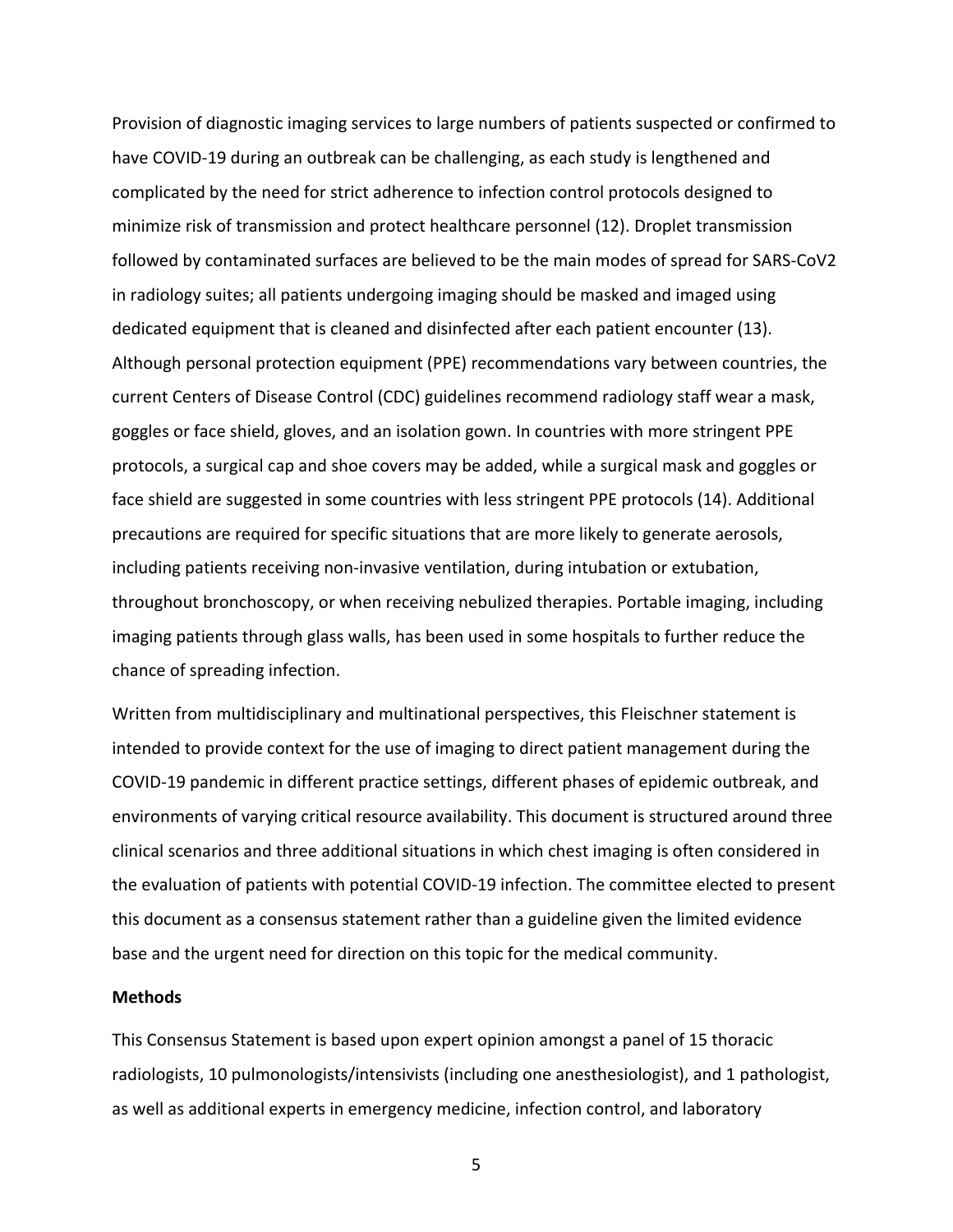Provision of diagnostic imaging services to large numbers of patients suspected or confirmed to have COVID-19 during an outbreak can be challenging, as each study is lengthened and complicated by the need for strict adherence to infection control protocols designed to minimize risk of transmission and protect healthcare personnel (12). Droplet transmission followed by contaminated surfaces are believed to be the main modes of spread for SARS-CoV2 in radiology suites; all patients undergoing imaging should be masked and imaged using dedicated equipment that is cleaned and disinfected after each patient encounter (13). Although personal protection equipment (PPE) recommendations vary between countries, the current Centers of Disease Control (CDC) guidelines recommend radiology staff wear a mask, goggles or face shield, gloves, and an isolation gown. In countries with more stringent PPE protocols, a surgical cap and shoe covers may be added, while a surgical mask and goggles or face shield are suggested in some countries with less stringent PPE protocols (14). Additional precautions are required for specific situations that are more likely to generate aerosols, including patients receiving non-invasive ventilation, during intubation or extubation, throughout bronchoscopy, or when receiving nebulized therapies. Portable imaging, including imaging patients through glass walls, has been used in some hospitals to further reduce the chance of spreading infection.

Written from multidisciplinary and multinational perspectives, this Fleischner statement is intended to provide context for the use of imaging to direct patient management during the COVID-19 pandemic in different practice settings, different phases of epidemic outbreak, and environments of varying critical resource availability. This document is structured around three clinical scenarios and three additional situations in which chest imaging is often considered in the evaluation of patients with potential COVID-19 infection. The committee elected to present this document as a consensus statement rather than a guideline given the limited evidence base and the urgent need for direction on this topic for the medical community.

**Methods**

This Consensus Statement is based upon expert opinion amongst a panel of 15 thoracic radiologists, 10 pulmonologists/intensivists (including one anesthesiologist), and 1 pathologist, as well as additional experts in emergency medicine, infection control, and laboratory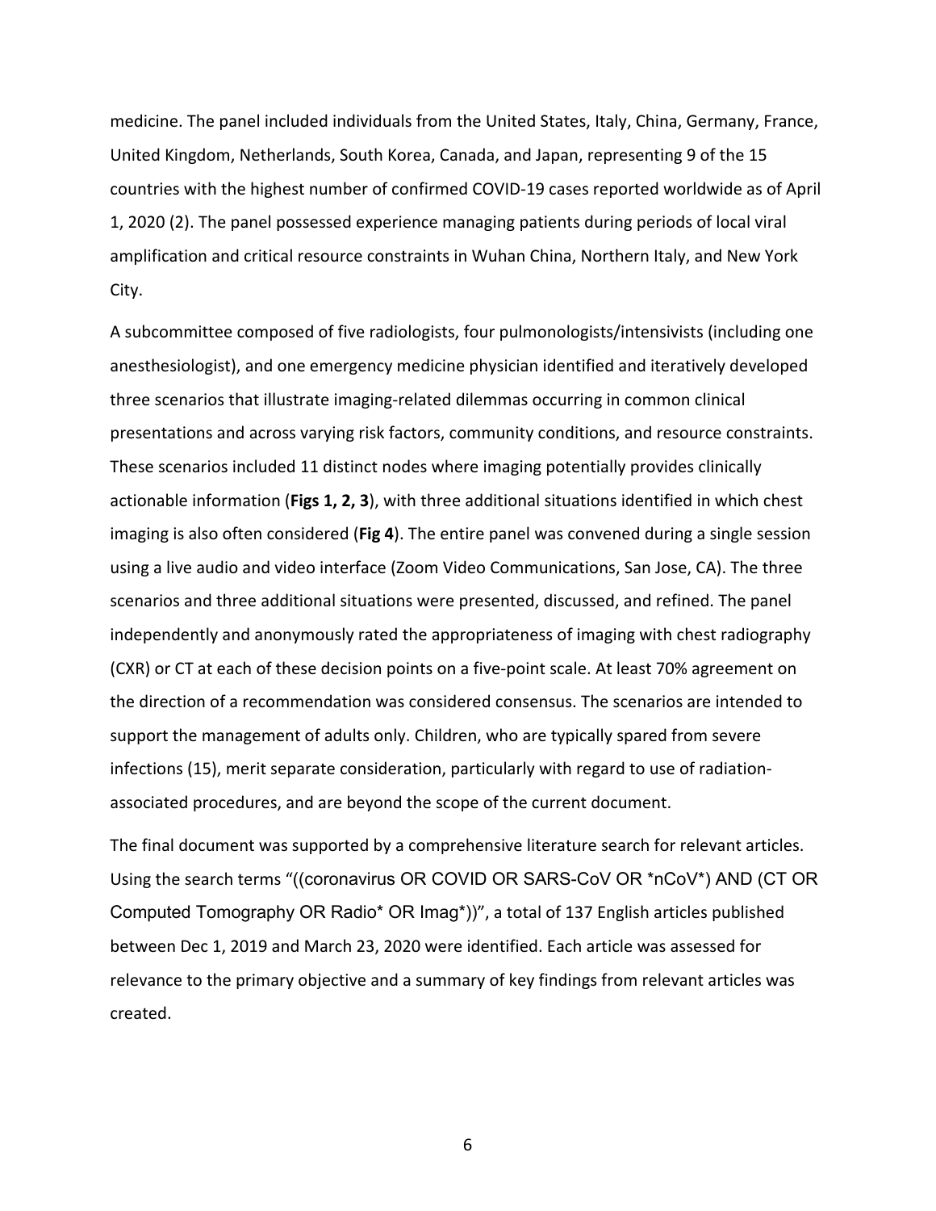medicine. The panel included individuals from the United States, Italy, China, Germany, France, United Kingdom, Netherlands, South Korea, Canada, and Japan, representing 9 of the 15 countries with the highest number of confirmed COVID-19 cases reported worldwide as of April 1, 2020 (2). The panel possessed experience managing patients during periods of local viral amplification and critical resource constraints in Wuhan China, Northern Italy, and New York City.

A subcommittee composed of five radiologists, four pulmonologists/intensivists (including one anesthesiologist), and one emergency medicine physician identified and iteratively developed three scenarios that illustrate imaging-related dilemmas occurring in common clinical presentations and across varying risk factors, community conditions, and resource constraints. These scenarios included 11 distinct nodes where imaging potentially provides clinically actionable information (**Figs 1, 2, 3**), with three additional situations identified in which chest imaging is also often considered (**Fig 4**). The entire panel was convened during a single session using a live audio and video interface (Zoom Video Communications, San Jose, CA). The three scenarios and three additional situations were presented, discussed, and refined. The panel independently and anonymously rated the appropriateness of imaging with chest radiography (CXR) or CT at each of these decision points on a five-point scale. At least 70% agreement on the direction of a recommendation was considered consensus. The scenarios are intended to support the management of adults only. Children, who are typically spared from severe infections (15), merit separate consideration, particularly with regard to use of radiation-associated procedures, and are beyond the scope of the current document.

The final document was supported by a comprehensive literature search for relevant articles. Using the search terms "((coronavirus OR COVID OR SARS-CoV OR *nCoV*) AND (CT OR Computed Tomography OR Radio* OR Imag*))", a total of 137 English articles published between Dec 1, 2019 and March 23, 2020 were identified. Each article was assessed for relevance to the primary objective and a summary of key findings from relevant articles was created.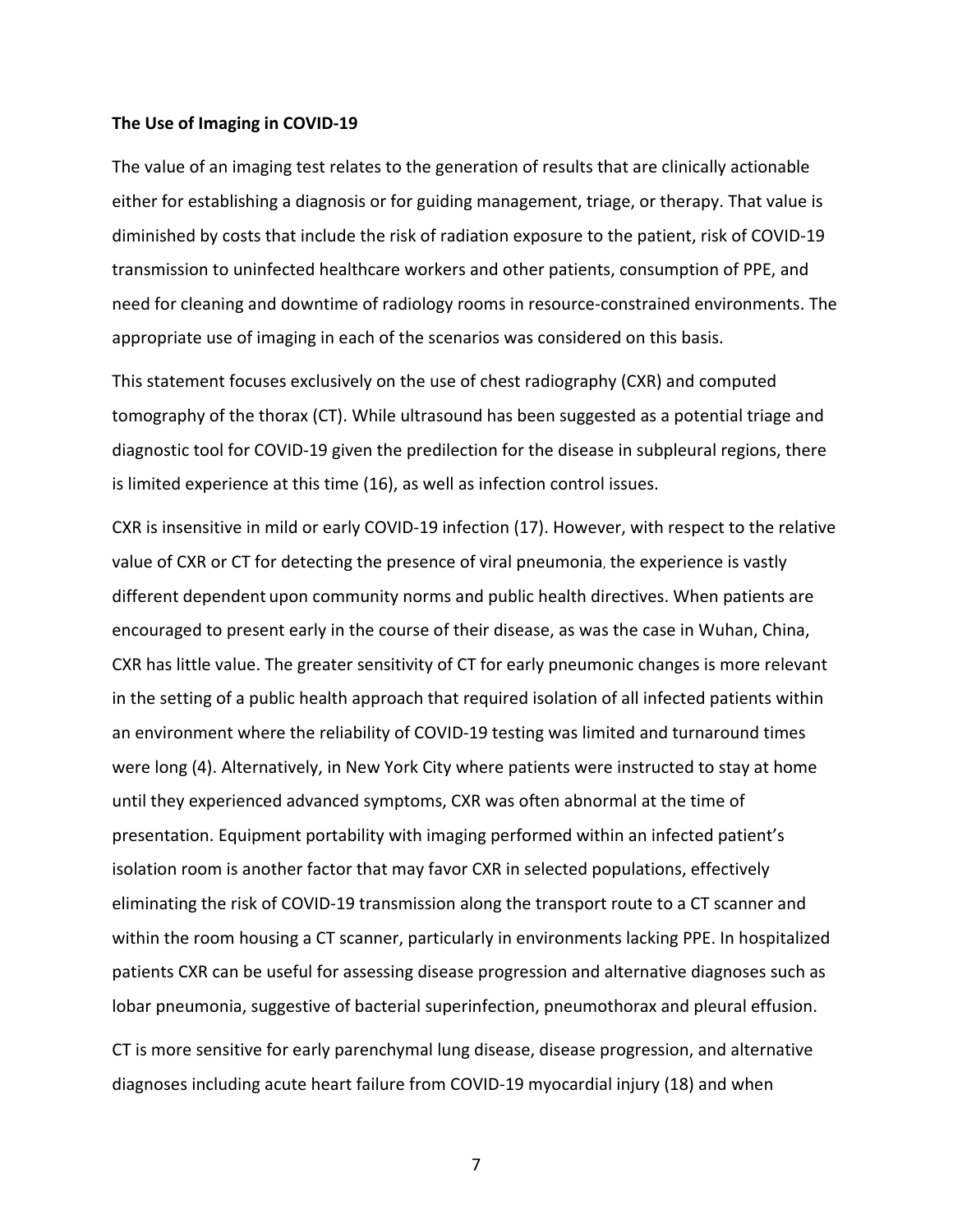**The Use of Imaging in COVID-19**

The value of an imaging test relates to the generation of results that are clinically actionable either for establishing a diagnosis or for guiding management, triage, or therapy. That value is diminished by costs that include the risk of radiation exposure to the patient, risk of COVID-19 transmission to uninfected healthcare workers and other patients, consumption of PPE, and need for cleaning and downtime of radiology rooms in resource-constrained environments. The appropriate use of imaging in each of the scenarios was considered on this basis.

This statement focuses exclusively on the use of chest radiography (CXR) and computed tomography of the thorax (CT). While ultrasound has been suggested as a potential triage and diagnostic tool for COVID-19 given the predilection for the disease in subpleural regions, there is limited experience at this time (16), as well as infection control issues.

CXR is insensitive in mild or early COVID-19 infection (17). However, with respect to the relative value of CXR or CT for detecting the presence of viral pneumonia, the experience is vastly different dependent upon community norms and public health directives. When patients are encouraged to present early in the course of their disease, as was the case in Wuhan, China, CXR has little value. The greater sensitivity of CT for early pneumonic changes is more relevant in the setting of a public health approach that required isolation of all infected patients within an environment where the reliability of COVID-19 testing was limited and turnaround times were long (4). Alternatively, in New York City where patients were instructed to stay at home until they experienced advanced symptoms, CXR was often abnormal at the time of presentation. Equipment portability with imaging performed within an infected patient's isolation room is another factor that may favor CXR in selected populations, effectively eliminating the risk of COVID-19 transmission along the transport route to a CT scanner and within the room housing a CT scanner, particularly in environments lacking PPE. In hospitalized patients CXR can be useful for assessing disease progression and alternative diagnoses such as lobar pneumonia, suggestive of bacterial superinfection, pneumothorax and pleural effusion.

CT is more sensitive for early parenchymal lung disease, disease progression, and alternative diagnoses including acute heart failure from COVID-19 myocardial injury (18) and when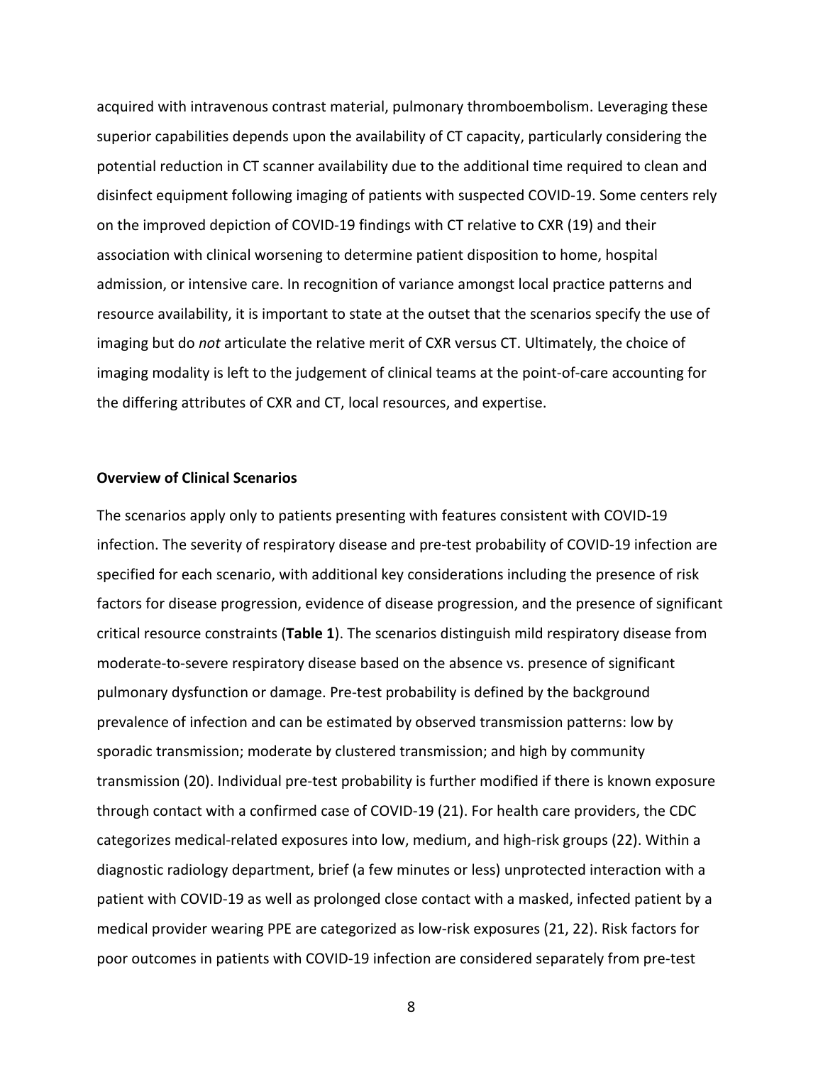acquired with intravenous contrast material, pulmonary thromboembolism. Leveraging these superior capabilities depends upon the availability of CT capacity, particularly considering the potential reduction in CT scanner availability due to the additional time required to clean and disinfect equipment following imaging of patients with suspected COVID-19. Some centers rely on the improved depiction of COVID-19 findings with CT relative to CXR (19) and their association with clinical worsening to determine patient disposition to home, hospital admission, or intensive care. In recognition of variance amongst local practice patterns and resource availability, it is important to state at the outset that the scenarios specify the use of imaging but do *not* articulate the relative merit of CXR versus CT. Ultimately, the choice of imaging modality is left to the judgement of clinical teams at the point-of-care accounting for the differing attributes of CXR and CT, local resources, and expertise.

**Overview of Clinical Scenarios**

The scenarios apply only to patients presenting with features consistent with COVID-19 infection. The severity of respiratory disease and pre-test probability of COVID-19 infection are specified for each scenario, with additional key considerations including the presence of risk factors for disease progression, evidence of disease progression, and the presence of significant critical resource constraints (**Table 1**). The scenarios distinguish mild respiratory disease from moderate-to-severe respiratory disease based on the absence vs. presence of significant pulmonary dysfunction or damage. Pre-test probability is defined by the background prevalence of infection and can be estimated by observed transmission patterns: low by sporadic transmission; moderate by clustered transmission; and high by community transmission (20). Individual pre-test probability is further modified if there is known exposure through contact with a confirmed case of COVID-19 (21). For health care providers, the CDC categorizes medical-related exposures into low, medium, and high-risk groups (22). Within a diagnostic radiology department, brief (a few minutes or less) unprotected interaction with a patient with COVID-19 as well as prolonged close contact with a masked, infected patient by a medical provider wearing PPE are categorized as low-risk exposures (21, 22). Risk factors for poor outcomes in patients with COVID-19 infection are considered separately from pre-test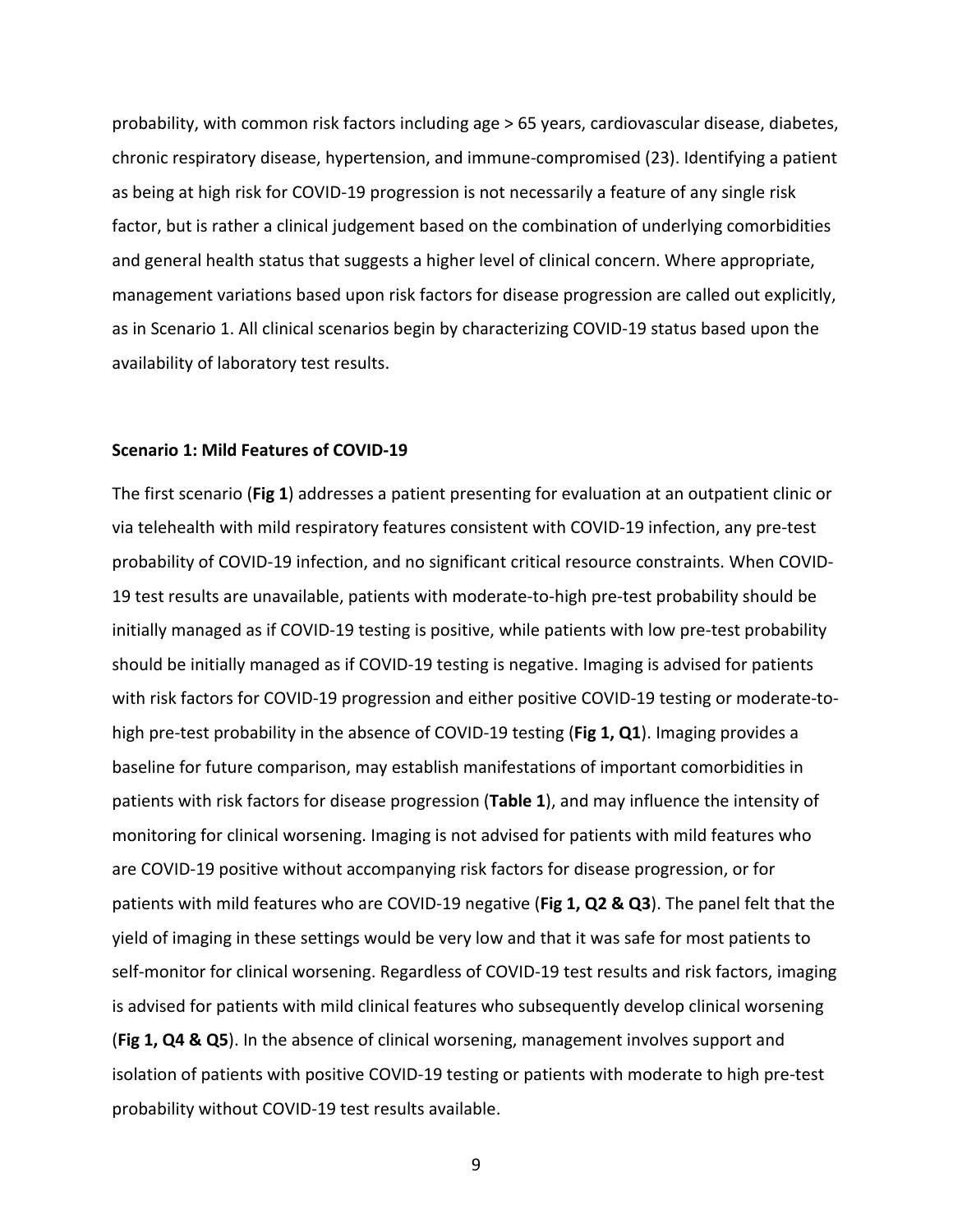probability, with common risk factors including age > 65 years, cardiovascular disease, diabetes, chronic respiratory disease, hypertension, and immune-compromised (23). Identifying a patient as being at high risk for COVID-19 progression is not necessarily a feature of any single risk factor, but is rather a clinical judgement based on the combination of underlying comorbidities and general health status that suggests a higher level of clinical concern. Where appropriate, management variations based upon risk factors for disease progression are called out explicitly, as in Scenario 1. All clinical scenarios begin by characterizing COVID-19 status based upon the availability of laboratory test results.

### Scenario 1: Mild Features of COVID-19

The first scenario (**Fig 1**) addresses a patient presenting for evaluation at an outpatient clinic or via telehealth with mild respiratory features consistent with COVID-19 infection, any pre-test probability of COVID-19 infection, and no significant critical resource constraints. When COVID-19 test results are unavailable, patients with moderate-to-high pre-test probability should be initially managed as if COVID-19 testing is positive, while patients with low pre-test probability should be initially managed as if COVID-19 testing is negative. Imaging is advised for patients with risk factors for COVID-19 progression and either positive COVID-19 testing or moderate-to-high pre-test probability in the absence of COVID-19 testing (**Fig 1, Q1**). Imaging provides a baseline for future comparison, may establish manifestations of important comorbidities in patients with risk factors for disease progression (**Table 1**), and may influence the intensity of monitoring for clinical worsening. Imaging is not advised for patients with mild features who are COVID-19 positive without accompanying risk factors for disease progression, or for patients with mild features who are COVID-19 negative (**Fig 1, Q2 & Q3**). The panel felt that the yield of imaging in these settings would be very low and that it was safe for most patients to self-monitor for clinical worsening. Regardless of COVID-19 test results and risk factors, imaging is advised for patients with mild clinical features who subsequently develop clinical worsening (**Fig 1, Q4 & Q5**). In the absence of clinical worsening, management involves support and isolation of patients with positive COVID-19 testing or patients with moderate to high pre-test probability without COVID-19 test results available.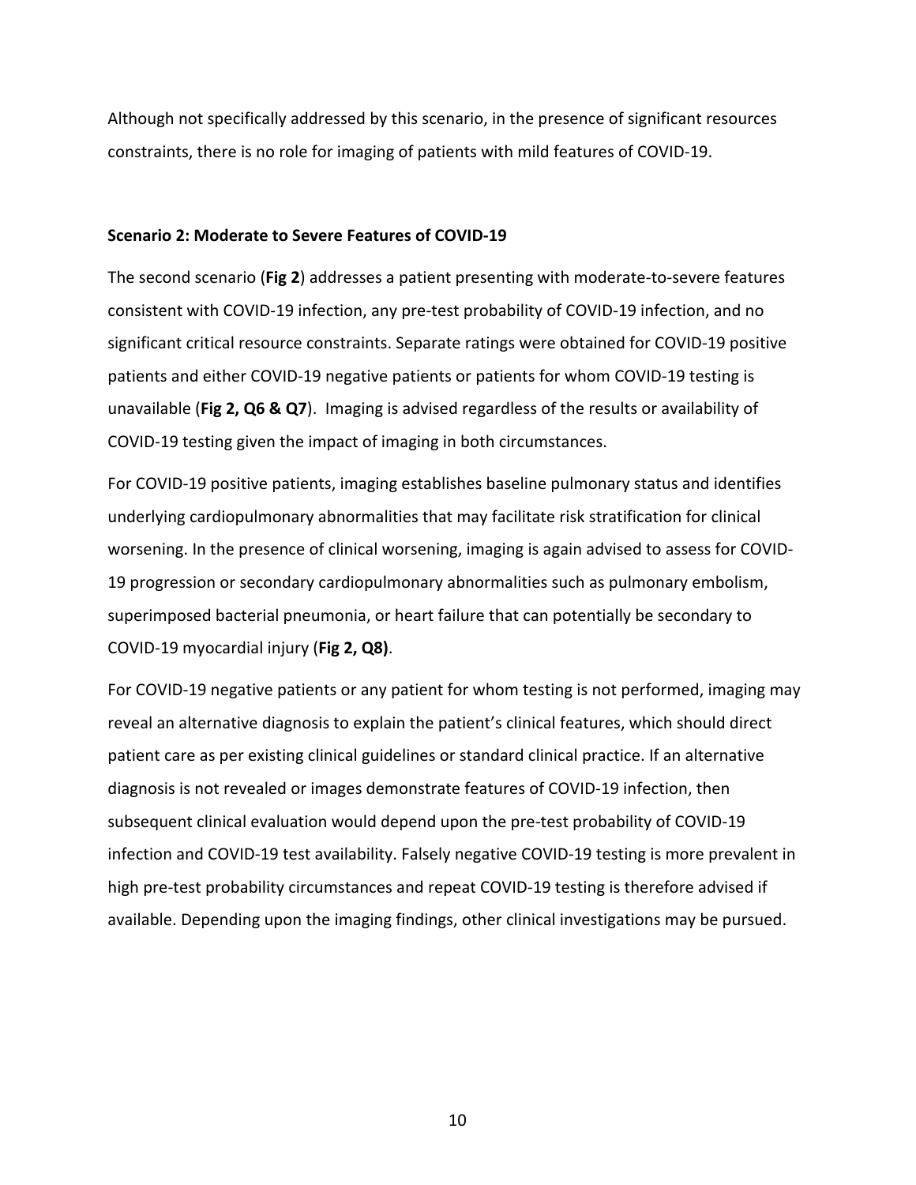Although not specifically addressed by this scenario, in the presence of significant resources constraints, there is no role for imaging of patients with mild features of COVID-19.

**Scenario 2: Moderate to Severe Features of COVID-19**

The second scenario (**Fig 2**) addresses a patient presenting with moderate-to-severe features consistent with COVID-19 infection, any pre-test probability of COVID-19 infection, and no significant critical resource constraints. Separate ratings were obtained for COVID-19 positive patients and either COVID-19 negative patients or patients for whom COVID-19 testing is unavailable (**Fig 2, Q6 & Q7**). Imaging is advised regardless of the results or availability of COVID-19 testing given the impact of imaging in both circumstances.

For COVID-19 positive patients, imaging establishes baseline pulmonary status and identifies underlying cardiopulmonary abnormalities that may facilitate risk stratification for clinical worsening. In the presence of clinical worsening, imaging is again advised to assess for COVID-19 progression or secondary cardiopulmonary abnormalities such as pulmonary embolism, superimposed bacterial pneumonia, or heart failure that can potentially be secondary to COVID-19 myocardial injury (**Fig 2, Q8)**.

For COVID-19 negative patients or any patient for whom testing is not performed, imaging may reveal an alternative diagnosis to explain the patient's clinical features, which should direct patient care as per existing clinical guidelines or standard clinical practice. If an alternative diagnosis is not revealed or images demonstrate features of COVID-19 infection, then subsequent clinical evaluation would depend upon the pre-test probability of COVID-19 infection and COVID-19 test availability. Falsely negative COVID-19 testing is more prevalent in high pre-test probability circumstances and repeat COVID-19 testing is therefore advised if available. Depending upon the imaging findings, other clinical investigations may be pursued.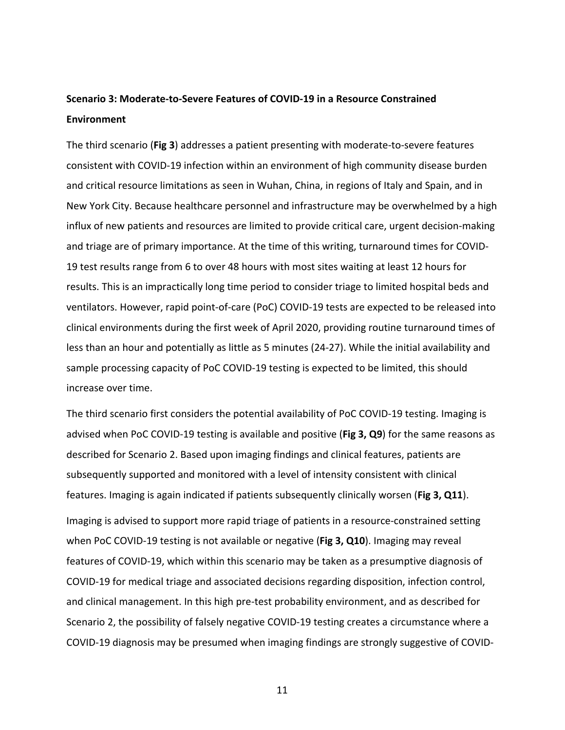**Scenario 3: Moderate-to-Severe Features of COVID-19 in a Resource Constrained Environment**

The third scenario (**Fig 3**) addresses a patient presenting with moderate-to-severe features consistent with COVID-19 infection within an environment of high community disease burden and critical resource limitations as seen in Wuhan, China, in regions of Italy and Spain, and in New York City. Because healthcare personnel and infrastructure may be overwhelmed by a high influx of new patients and resources are limited to provide critical care, urgent decision-making and triage are of primary importance. At the time of this writing, turnaround times for COVID-19 test results range from 6 to over 48 hours with most sites waiting at least 12 hours for results. This is an impractically long time period to consider triage to limited hospital beds and ventilators. However, rapid point-of-care (PoC) COVID-19 tests are expected to be released into clinical environments during the first week of April 2020, providing routine turnaround times of less than an hour and potentially as little as 5 minutes (24-27). While the initial availability and sample processing capacity of PoC COVID-19 testing is expected to be limited, this should increase over time.

The third scenario first considers the potential availability of PoC COVID-19 testing. Imaging is advised when PoC COVID-19 testing is available and positive (**Fig 3, Q9**) for the same reasons as described for Scenario 2. Based upon imaging findings and clinical features, patients are subsequently supported and monitored with a level of intensity consistent with clinical features. Imaging is again indicated if patients subsequently clinically worsen (**Fig 3, Q11**).

Imaging is advised to support more rapid triage of patients in a resource-constrained setting when PoC COVID-19 testing is not available or negative (**Fig 3, Q10**). Imaging may reveal features of COVID-19, which within this scenario may be taken as a presumptive diagnosis of COVID-19 for medical triage and associated decisions regarding disposition, infection control, and clinical management. In this high pre-test probability environment, and as described for Scenario 2, the possibility of falsely negative COVID-19 testing creates a circumstance where a COVID-19 diagnosis may be presumed when imaging findings are strongly suggestive of COVID-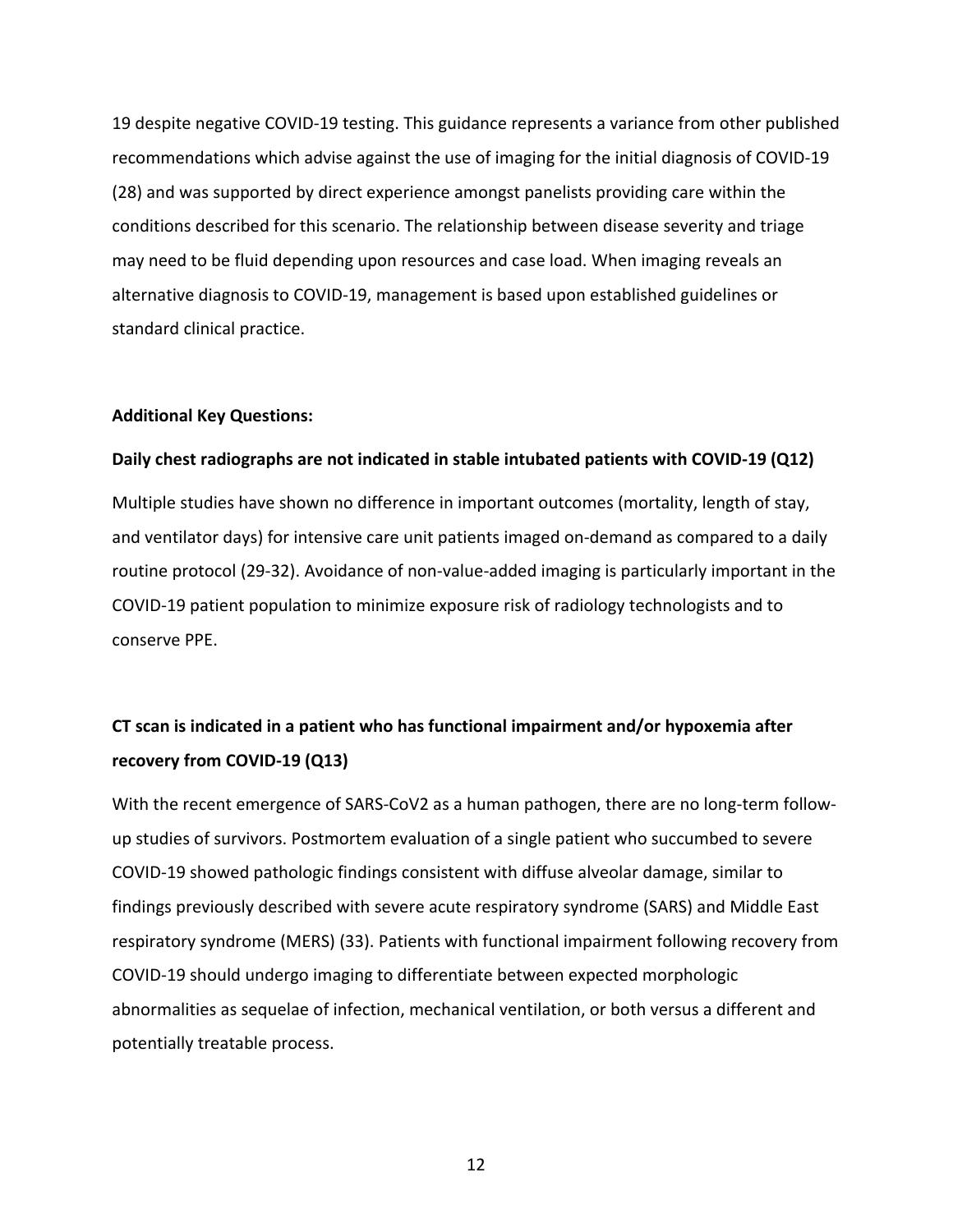19 despite negative COVID-19 testing. This guidance represents a variance from other published recommendations which advise against the use of imaging for the initial diagnosis of COVID-19 (28) and was supported by direct experience amongst panelists providing care within the conditions described for this scenario. The relationship between disease severity and triage may need to be fluid depending upon resources and case load. When imaging reveals an alternative diagnosis to COVID-19, management is based upon established guidelines or standard clinical practice.

**Additional Key Questions:**

**Daily chest radiographs are not indicated in stable intubated patients with COVID-19 (Q12)**

Multiple studies have shown no difference in important outcomes (mortality, length of stay, and ventilator days) for intensive care unit patients imaged on-demand as compared to a daily routine protocol (29-32). Avoidance of non-value-added imaging is particularly important in the COVID-19 patient population to minimize exposure risk of radiology technologists and to conserve PPE.

**CT scan is indicated in a patient who has functional impairment and/or hypoxemia after recovery from COVID-19 (Q13)**

With the recent emergence of SARS-CoV2 as a human pathogen, there are no long-term follow-up studies of survivors. Postmortem evaluation of a single patient who succumbed to severe COVID-19 showed pathologic findings consistent with diffuse alveolar damage, similar to findings previously described with severe acute respiratory syndrome (SARS) and Middle East respiratory syndrome (MERS) (33). Patients with functional impairment following recovery from COVID-19 should undergo imaging to differentiate between expected morphologic abnormalities as sequelae of infection, mechanical ventilation, or both versus a different and potentially treatable process.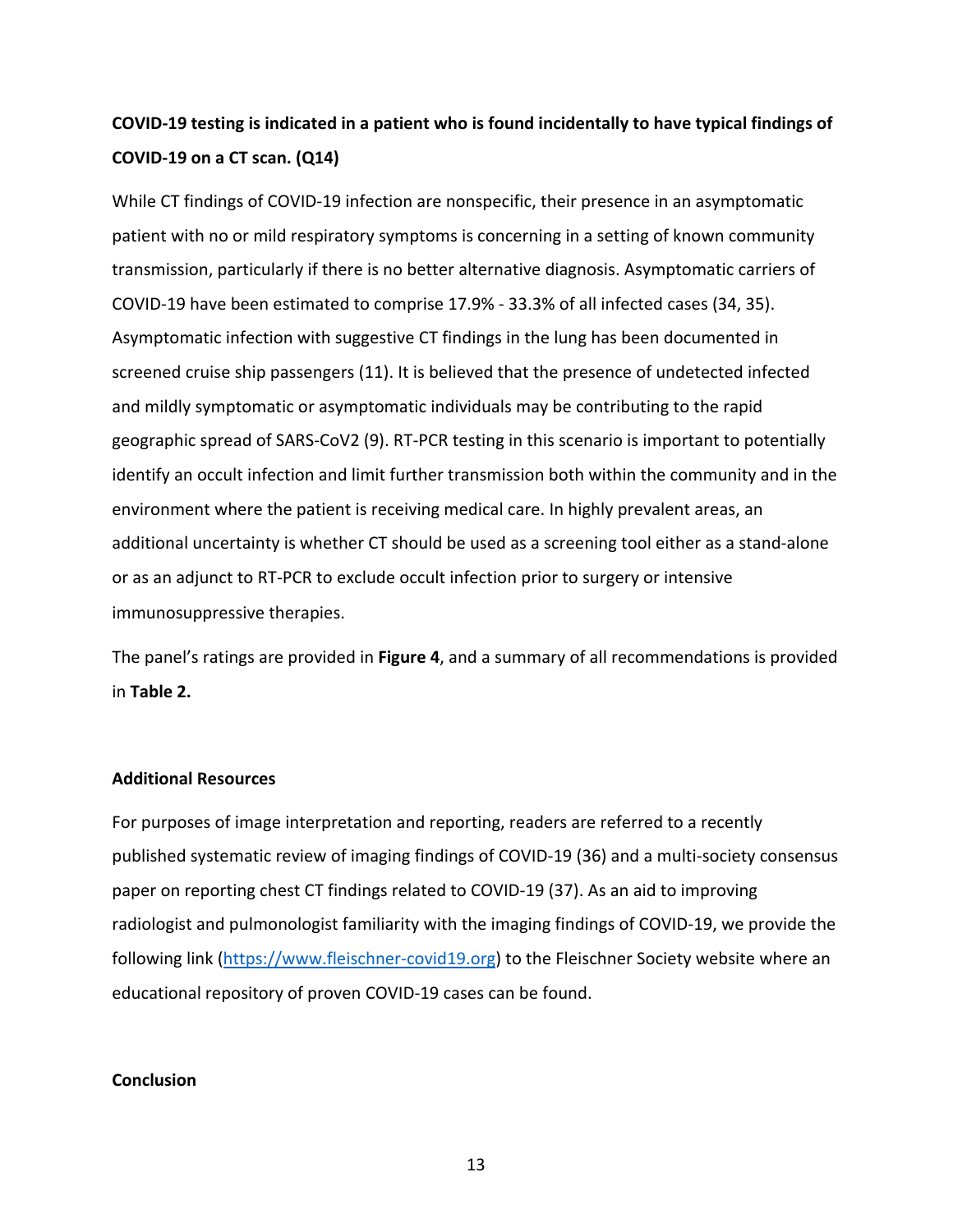**COVID-19 testing is indicated in a patient who is found incidentally to have typical findings of COVID-19 on a CT scan. (Q14)**

While CT findings of COVID-19 infection are nonspecific, their presence in an asymptomatic patient with no or mild respiratory symptoms is concerning in a setting of known community transmission, particularly if there is no better alternative diagnosis. Asymptomatic carriers of COVID-19 have been estimated to comprise 17.9% - 33.3% of all infected cases (34, 35). Asymptomatic infection with suggestive CT findings in the lung has been documented in screened cruise ship passengers (11). It is believed that the presence of undetected infected and mildly symptomatic or asymptomatic individuals may be contributing to the rapid geographic spread of SARS-CoV2 (9). RT-PCR testing in this scenario is important to potentially identify an occult infection and limit further transmission both within the community and in the environment where the patient is receiving medical care. In highly prevalent areas, an additional uncertainty is whether CT should be used as a screening tool either as a stand-alone or as an adjunct to RT-PCR to exclude occult infection prior to surgery or intensive immunosuppressive therapies.

The panel's ratings are provided in **Figure 4**, and a summary of all recommendations is provided in **Table 2.**

**Additional Resources**

For purposes of image interpretation and reporting, readers are referred to a recently published systematic review of imaging findings of COVID-19 (36) and a multi-society consensus paper on reporting chest CT findings related to COVID-19 (37). As an aid to improving radiologist and pulmonologist familiarity with the imaging findings of COVID-19, we provide the following link (https://www.fleischner-covid19.org) to the Fleischner Society website where an educational repository of proven COVID-19 cases can be found.

**Conclusion**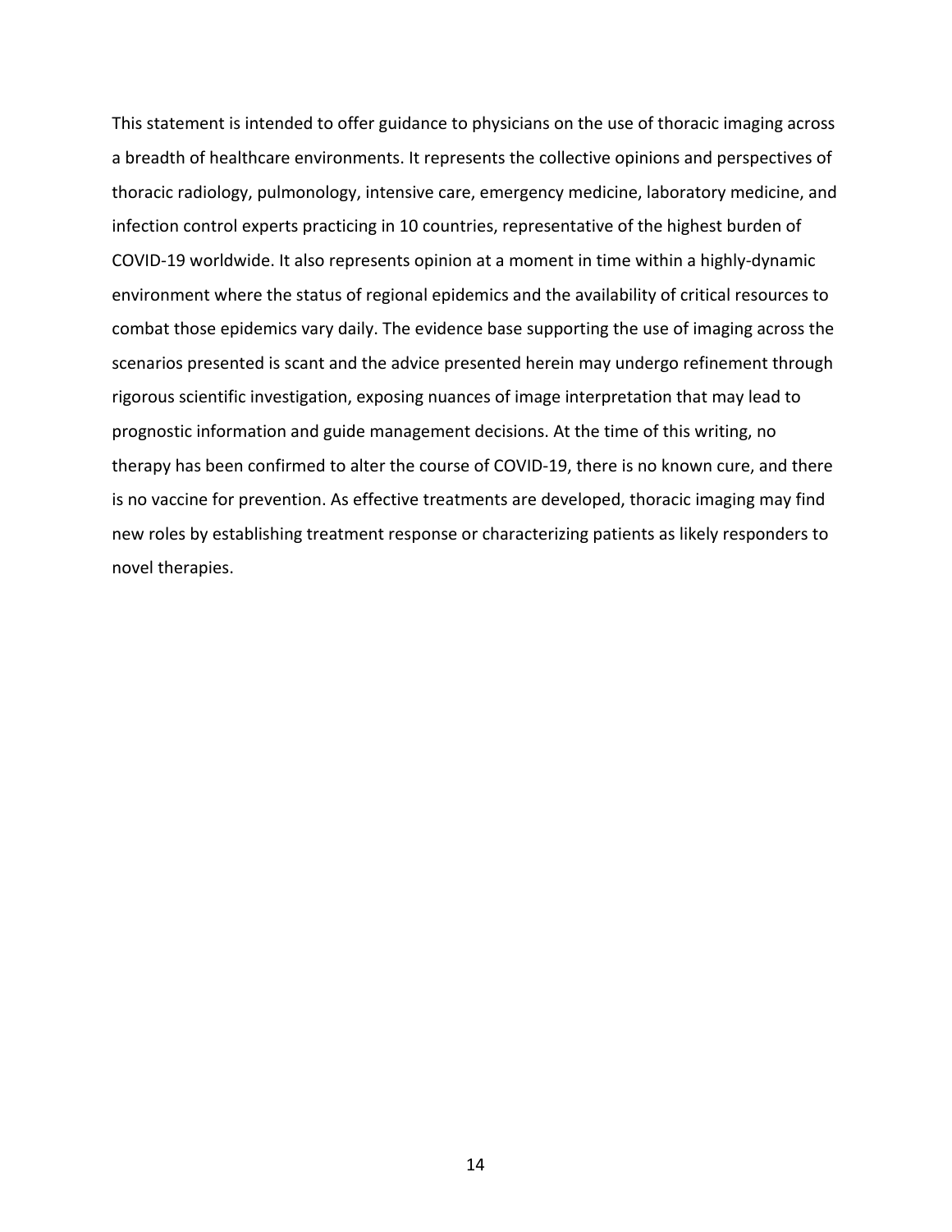This statement is intended to offer guidance to physicians on the use of thoracic imaging across a breadth of healthcare environments. It represents the collective opinions and perspectives of thoracic radiology, pulmonology, intensive care, emergency medicine, laboratory medicine, and infection control experts practicing in 10 countries, representative of the highest burden of COVID-19 worldwide. It also represents opinion at a moment in time within a highly-dynamic environment where the status of regional epidemics and the availability of critical resources to combat those epidemics vary daily. The evidence base supporting the use of imaging across the scenarios presented is scant and the advice presented herein may undergo refinement through rigorous scientific investigation, exposing nuances of image interpretation that may lead to prognostic information and guide management decisions. At the time of this writing, no therapy has been confirmed to alter the course of COVID-19, there is no known cure, and there is no vaccine for prevention. As effective treatments are developed, thoracic imaging may find new roles by establishing treatment response or characterizing patients as likely responders to novel therapies.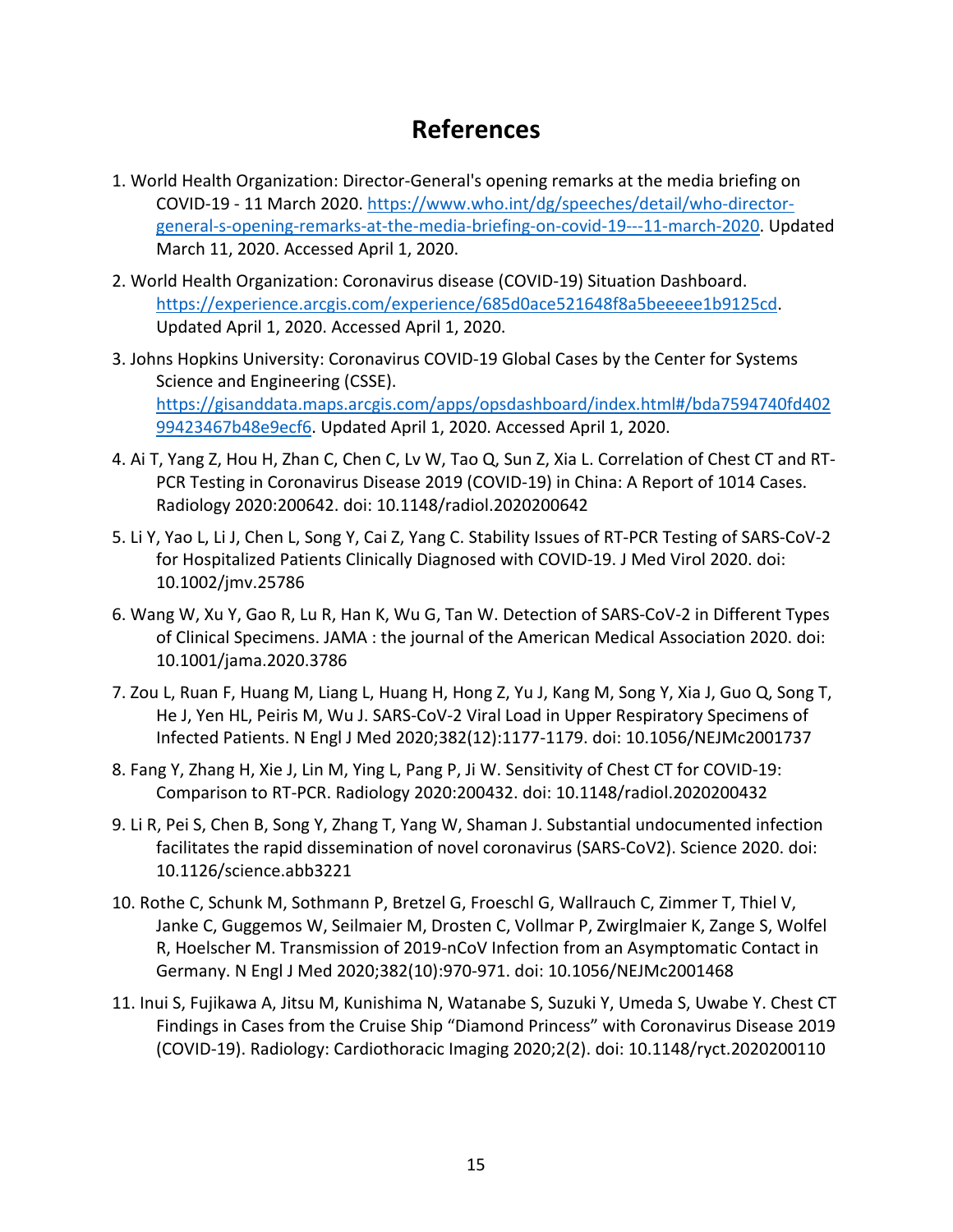# References

1. World Health Organization: Director-General's opening remarks at the media briefing on COVID-19 - 11 March 2020. https://www.who.int/dg/speeches/detail/who-director-general-s-opening-remarks-at-the-media-briefing-on-covid-19---11-march-2020. Updated March 11, 2020. Accessed April 1, 2020.

2. World Health Organization: Coronavirus disease (COVID-19) Situation Dashboard. https://experience.arcgis.com/experience/685d0ace521648f8a5beeeee1b9125cd. Updated April 1, 2020. Accessed April 1, 2020.

3. Johns Hopkins University: Coronavirus COVID-19 Global Cases by the Center for Systems Science and Engineering (CSSE). https://gisanddata.maps.arcgis.com/apps/opsdashboard/index.html#/bda7594740fd40299423467b48e9ecf6. Updated April 1, 2020. Accessed April 1, 2020.

4. Ai T, Yang Z, Hou H, Zhan C, Chen C, Lv W, Tao Q, Sun Z, Xia L. Correlation of Chest CT and RT-PCR Testing in Coronavirus Disease 2019 (COVID-19) in China: A Report of 1014 Cases. Radiology 2020:200642. doi: 10.1148/radiol.2020200642

5. Li Y, Yao L, Li J, Chen L, Song Y, Cai Z, Yang C. Stability Issues of RT-PCR Testing of SARS-CoV-2 for Hospitalized Patients Clinically Diagnosed with COVID-19. J Med Virol 2020. doi: 10.1002/jmv.25786

6. Wang W, Xu Y, Gao R, Lu R, Han K, Wu G, Tan W. Detection of SARS-CoV-2 in Different Types of Clinical Specimens. JAMA : the journal of the American Medical Association 2020. doi: 10.1001/jama.2020.3786

7. Zou L, Ruan F, Huang M, Liang L, Huang H, Hong Z, Yu J, Kang M, Song Y, Xia J, Guo Q, Song T, He J, Yen HL, Peiris M, Wu J. SARS-CoV-2 Viral Load in Upper Respiratory Specimens of Infected Patients. N Engl J Med 2020;382(12):1177-1179. doi: 10.1056/NEJMc2001737

8. Fang Y, Zhang H, Xie J, Lin M, Ying L, Pang P, Ji W. Sensitivity of Chest CT for COVID-19: Comparison to RT-PCR. Radiology 2020:200432. doi: 10.1148/radiol.2020200432

9. Li R, Pei S, Chen B, Song Y, Zhang T, Yang W, Shaman J. Substantial undocumented infection facilitates the rapid dissemination of novel coronavirus (SARS-CoV2). Science 2020. doi: 10.1126/science.abb3221

10. Rothe C, Schunk M, Sothmann P, Bretzel G, Froeschl G, Wallrauch C, Zimmer T, Thiel V, Janke C, Guggemos W, Seilmaier M, Drosten C, Vollmar P, Zwirglmaier K, Zange S, Wolfel R, Hoelscher M. Transmission of 2019-nCoV Infection from an Asymptomatic Contact in Germany. N Engl J Med 2020;382(10):970-971. doi: 10.1056/NEJMc2001468

11. Inui S, Fujikawa A, Jitsu M, Kunishima N, Watanabe S, Suzuki Y, Umeda S, Uwabe Y. Chest CT Findings in Cases from the Cruise Ship "Diamond Princess" with Coronavirus Disease 2019 (COVID-19). Radiology: Cardiothoracic Imaging 2020;2(2). doi: 10.1148/ryct.2020200110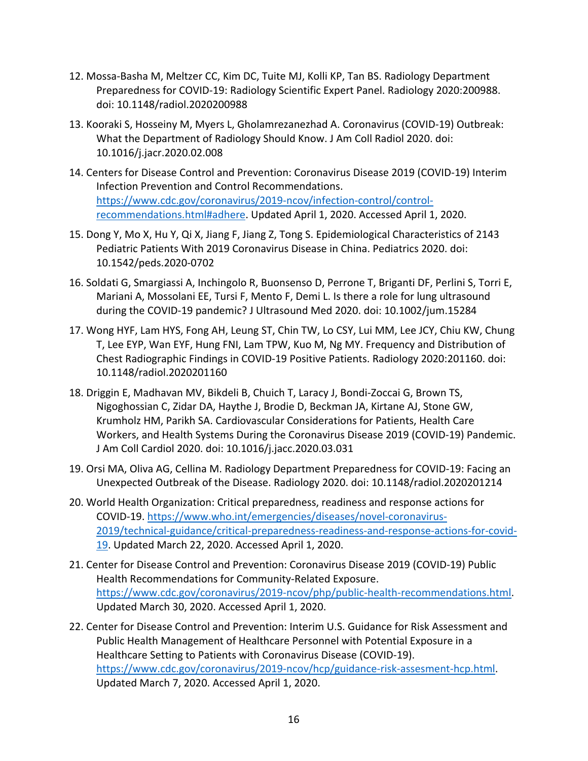12. Mossa-Basha M, Meltzer CC, Kim DC, Tuite MJ, Kolli KP, Tan BS. Radiology Department Preparedness for COVID-19: Radiology Scientific Expert Panel. Radiology 2020:200988. doi: 10.1148/radiol.2020200988

13. Kooraki S, Hosseiny M, Myers L, Gholamrezanezhad A. Coronavirus (COVID-19) Outbreak: What the Department of Radiology Should Know. J Am Coll Radiol 2020. doi: 10.1016/j.jacr.2020.02.008

14. Centers for Disease Control and Prevention: Coronavirus Disease 2019 (COVID-19) Interim Infection Prevention and Control Recommendations. https://www.cdc.gov/coronavirus/2019-ncov/infection-control/control-recommendations.html#adhere. Updated April 1, 2020. Accessed April 1, 2020.

15. Dong Y, Mo X, Hu Y, Qi X, Jiang F, Jiang Z, Tong S. Epidemiological Characteristics of 2143 Pediatric Patients With 2019 Coronavirus Disease in China. Pediatrics 2020. doi: 10.1542/peds.2020-0702

16. Soldati G, Smargiassi A, Inchingolo R, Buonsenso D, Perrone T, Briganti DF, Perlini S, Torri E, Mariani A, Mossolani EE, Tursi F, Mento F, Demi L. Is there a role for lung ultrasound during the COVID-19 pandemic? J Ultrasound Med 2020. doi: 10.1002/jum.15284

17. Wong HYF, Lam HYS, Fong AH, Leung ST, Chin TW, Lo CSY, Lui MM, Lee JCY, Chiu KW, Chung T, Lee EYP, Wan EYF, Hung FNI, Lam TPW, Kuo M, Ng MY. Frequency and Distribution of Chest Radiographic Findings in COVID-19 Positive Patients. Radiology 2020:201160. doi: 10.1148/radiol.2020201160

18. Driggin E, Madhavan MV, Bikdeli B, Chuich T, Laracy J, Bondi-Zoccai G, Brown TS, Nigoghossian C, Zidar DA, Haythe J, Brodie D, Beckman JA, Kirtane AJ, Stone GW, Krumholz HM, Parikh SA. Cardiovascular Considerations for Patients, Health Care Workers, and Health Systems During the Coronavirus Disease 2019 (COVID-19) Pandemic. J Am Coll Cardiol 2020. doi: 10.1016/j.jacc.2020.03.031

19. Orsi MA, Oliva AG, Cellina M. Radiology Department Preparedness for COVID-19: Facing an Unexpected Outbreak of the Disease. Radiology 2020. doi: 10.1148/radiol.2020201214

20. World Health Organization: Critical preparedness, readiness and response actions for COVID-19. https://www.who.int/emergencies/diseases/novel-coronavirus-2019/technical-guidance/critical-preparedness-readiness-and-response-actions-for-covid-19. Updated March 22, 2020. Accessed April 1, 2020.

21. Center for Disease Control and Prevention: Coronavirus Disease 2019 (COVID-19) Public Health Recommendations for Community-Related Exposure. https://www.cdc.gov/coronavirus/2019-ncov/php/public-health-recommendations.html. Updated March 30, 2020. Accessed April 1, 2020.

22. Center for Disease Control and Prevention: Interim U.S. Guidance for Risk Assessment and Public Health Management of Healthcare Personnel with Potential Exposure in a Healthcare Setting to Patients with Coronavirus Disease (COVID-19). https://www.cdc.gov/coronavirus/2019-ncov/hcp/guidance-risk-assesment-hcp.html. Updated March 7, 2020. Accessed April 1, 2020.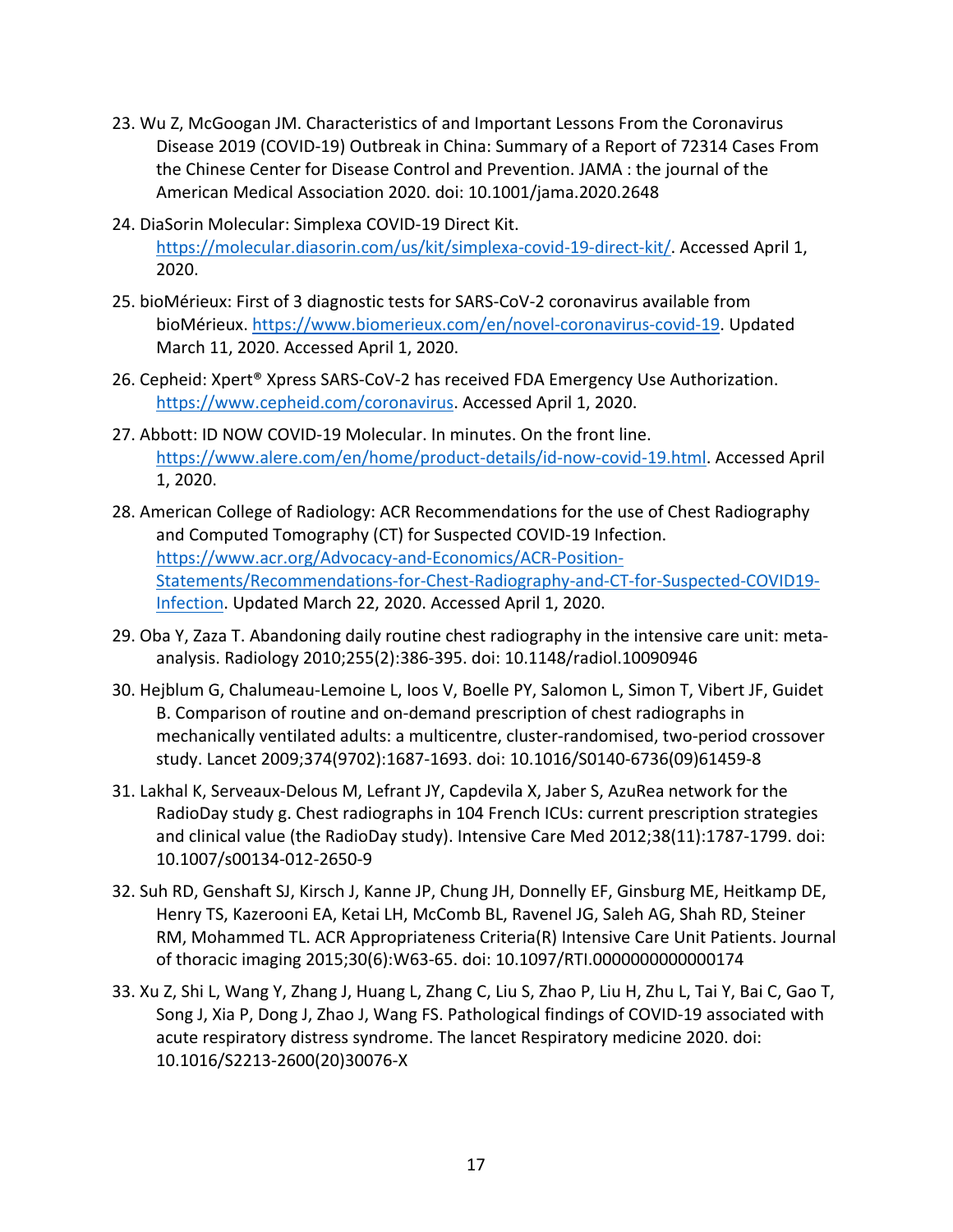23. Wu Z, McGoogan JM. Characteristics of and Important Lessons From the Coronavirus Disease 2019 (COVID-19) Outbreak in China: Summary of a Report of 72314 Cases From the Chinese Center for Disease Control and Prevention. JAMA : the journal of the American Medical Association 2020. doi: 10.1001/jama.2020.2648

24. DiaSorin Molecular: Simplexa COVID-19 Direct Kit. https://molecular.diasorin.com/us/kit/simplexa-covid-19-direct-kit/. Accessed April 1, 2020.

25. bioMérieux: First of 3 diagnostic tests for SARS-CoV-2 coronavirus available from bioMérieux. https://www.biomerieux.com/en/novel-coronavirus-covid-19. Updated March 11, 2020. Accessed April 1, 2020.

26. Cepheid: Xpert® Xpress SARS-CoV-2 has received FDA Emergency Use Authorization. https://www.cepheid.com/coronavirus. Accessed April 1, 2020.

27. Abbott: ID NOW COVID-19 Molecular. In minutes. On the front line. https://www.alere.com/en/home/product-details/id-now-covid-19.html. Accessed April 1, 2020.

28. American College of Radiology: ACR Recommendations for the use of Chest Radiography and Computed Tomography (CT) for Suspected COVID-19 Infection. https://www.acr.org/Advocacy-and-Economics/ACR-Position-Statements/Recommendations-for-Chest-Radiography-and-CT-for-Suspected-COVID19-Infection. Updated March 22, 2020. Accessed April 1, 2020.

29. Oba Y, Zaza T. Abandoning daily routine chest radiography in the intensive care unit: meta-analysis. Radiology 2010;255(2):386-395. doi: 10.1148/radiol.10090946

30. Hejblum G, Chalumeau-Lemoine L, Ioos V, Boelle PY, Salomon L, Simon T, Vibert JF, Guidet B. Comparison of routine and on-demand prescription of chest radiographs in mechanically ventilated adults: a multicentre, cluster-randomised, two-period crossover study. Lancet 2009;374(9702):1687-1693. doi: 10.1016/S0140-6736(09)61459-8

31. Lakhal K, Serveaux-Delous M, Lefrant JY, Capdevila X, Jaber S, AzuRea network for the RadioDay study g. Chest radiographs in 104 French ICUs: current prescription strategies and clinical value (the RadioDay study). Intensive Care Med 2012;38(11):1787-1799. doi: 10.1007/s00134-012-2650-9

32. Suh RD, Genshaft SJ, Kirsch J, Kanne JP, Chung JH, Donnelly EF, Ginsburg ME, Heitkamp DE, Henry TS, Kazerooni EA, Ketai LH, McComb BL, Ravenel JG, Saleh AG, Shah RD, Steiner RM, Mohammed TL. ACR Appropriateness Criteria(R) Intensive Care Unit Patients. Journal of thoracic imaging 2015;30(6):W63-65. doi: 10.1097/RTI.0000000000000174

33. Xu Z, Shi L, Wang Y, Zhang J, Huang L, Zhang C, Liu S, Zhao P, Liu H, Zhu L, Tai Y, Bai C, Gao T, Song J, Xia P, Dong J, Zhao J, Wang FS. Pathological findings of COVID-19 associated with acute respiratory distress syndrome. The lancet Respiratory medicine 2020. doi: 10.1016/S2213-2600(20)30076-X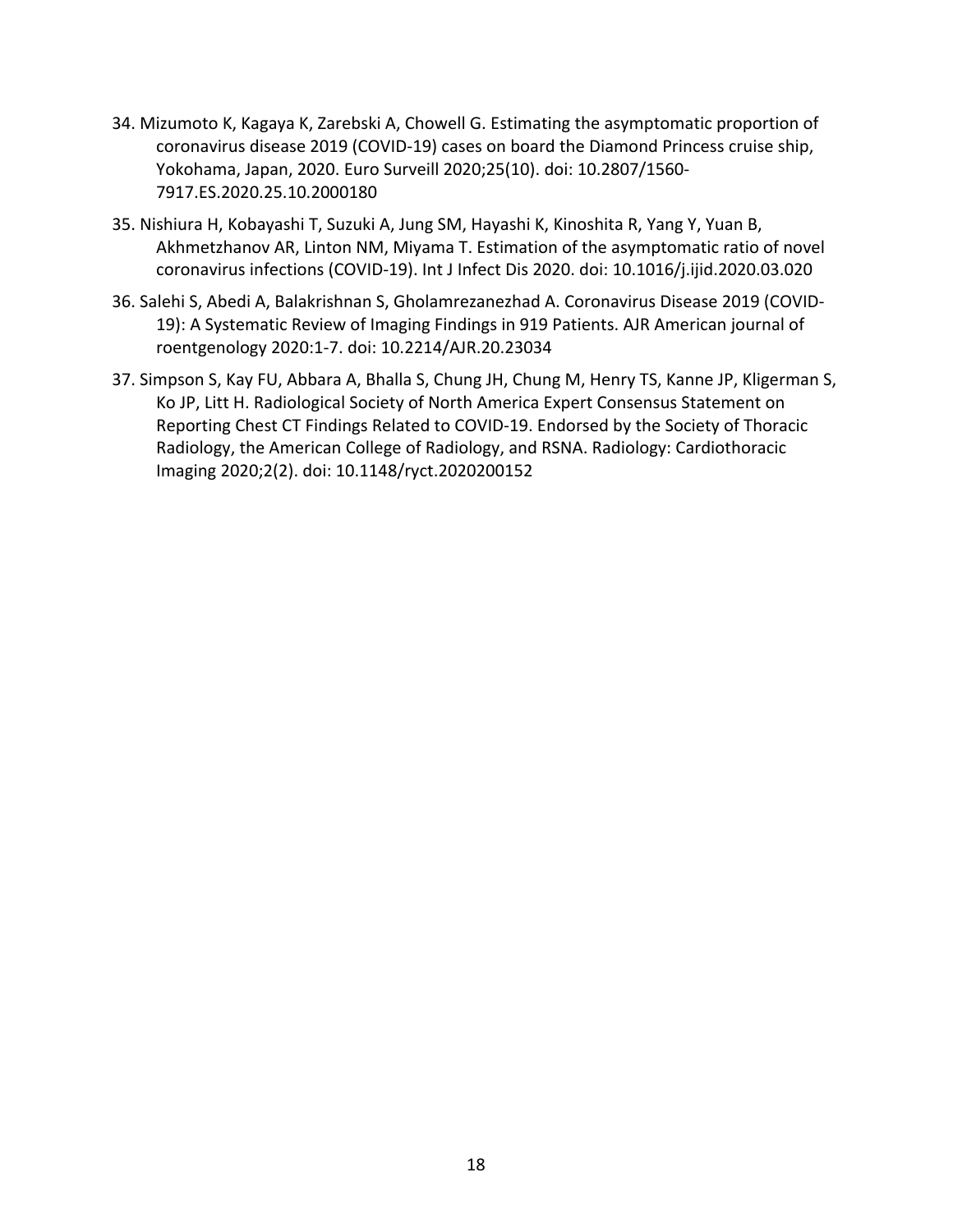34. Mizumoto K, Kagaya K, Zarebski A, Chowell G. Estimating the asymptomatic proportion of coronavirus disease 2019 (COVID-19) cases on board the Diamond Princess cruise ship, Yokohama, Japan, 2020. Euro Surveill 2020;25(10). doi: 10.2807/1560-7917.ES.2020.25.10.2000180

35. Nishiura H, Kobayashi T, Suzuki A, Jung SM, Hayashi K, Kinoshita R, Yang Y, Yuan B, Akhmetzhanov AR, Linton NM, Miyama T. Estimation of the asymptomatic ratio of novel coronavirus infections (COVID-19). Int J Infect Dis 2020. doi: 10.1016/j.ijid.2020.03.020

36. Salehi S, Abedi A, Balakrishnan S, Gholamrezanezhad A. Coronavirus Disease 2019 (COVID-19): A Systematic Review of Imaging Findings in 919 Patients. AJR American journal of roentgenology 2020:1-7. doi: 10.2214/AJR.20.23034

37. Simpson S, Kay FU, Abbara A, Bhalla S, Chung JH, Chung M, Henry TS, Kanne JP, Kligerman S, Ko JP, Litt H. Radiological Society of North America Expert Consensus Statement on Reporting Chest CT Findings Related to COVID-19. Endorsed by the Society of Thoracic Radiology, the American College of Radiology, and RSNA. Radiology: Cardiothoracic Imaging 2020;2(2). doi: 10.1148/ryct.2020200152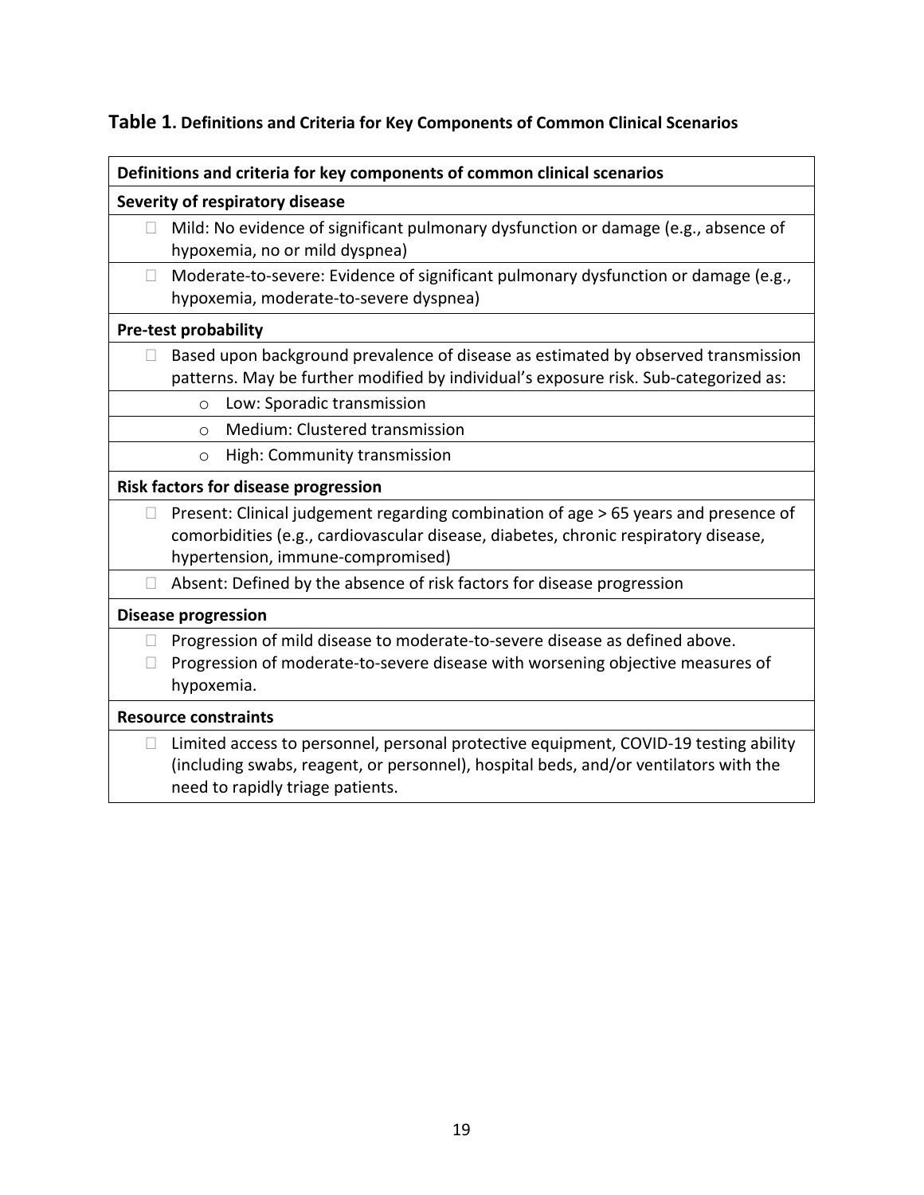**Table 1.** **Definitions and Criteria for Key Components of Common Clinical Scenarios**

| Definitions and criteria for key components of common clinical scenarios |
|---|
| **Severity of respiratory disease** |
| - Mild: No evidence of significant pulmonary dysfunction or damage (e.g., absence of hypoxemia, no or mild dyspnea) |
| - Moderate-to-severe: Evidence of significant pulmonary dysfunction or damage (e.g., hypoxemia, moderate-to-severe dyspnea) |
| **Pre-test probability** |
| - Based upon background prevalence of disease as estimated by observed transmission patterns. May be further modified by individual's exposure risk. Sub-categorized as: |
| o Low: Sporadic transmission |
| o Medium: Clustered transmission |
| o High: Community transmission |
| **Risk factors for disease progression** |
| - Present: Clinical judgement regarding combination of age > 65 years and presence of comorbidities (e.g., cardiovascular disease, diabetes, chronic respiratory disease, hypertension, immune-compromised) |
| - Absent: Defined by the absence of risk factors for disease progression |
| **Disease progression** |
| - Progression of mild disease to moderate-to-severe disease as defined above.<br>- Progression of moderate-to-severe disease with worsening objective measures of hypoxemia. |
| **Resource constraints** |
| - Limited access to personnel, personal protective equipment, COVID-19 testing ability (including swabs, reagent, or personnel), hospital beds, and/or ventilators with the need to rapidly triage patients. |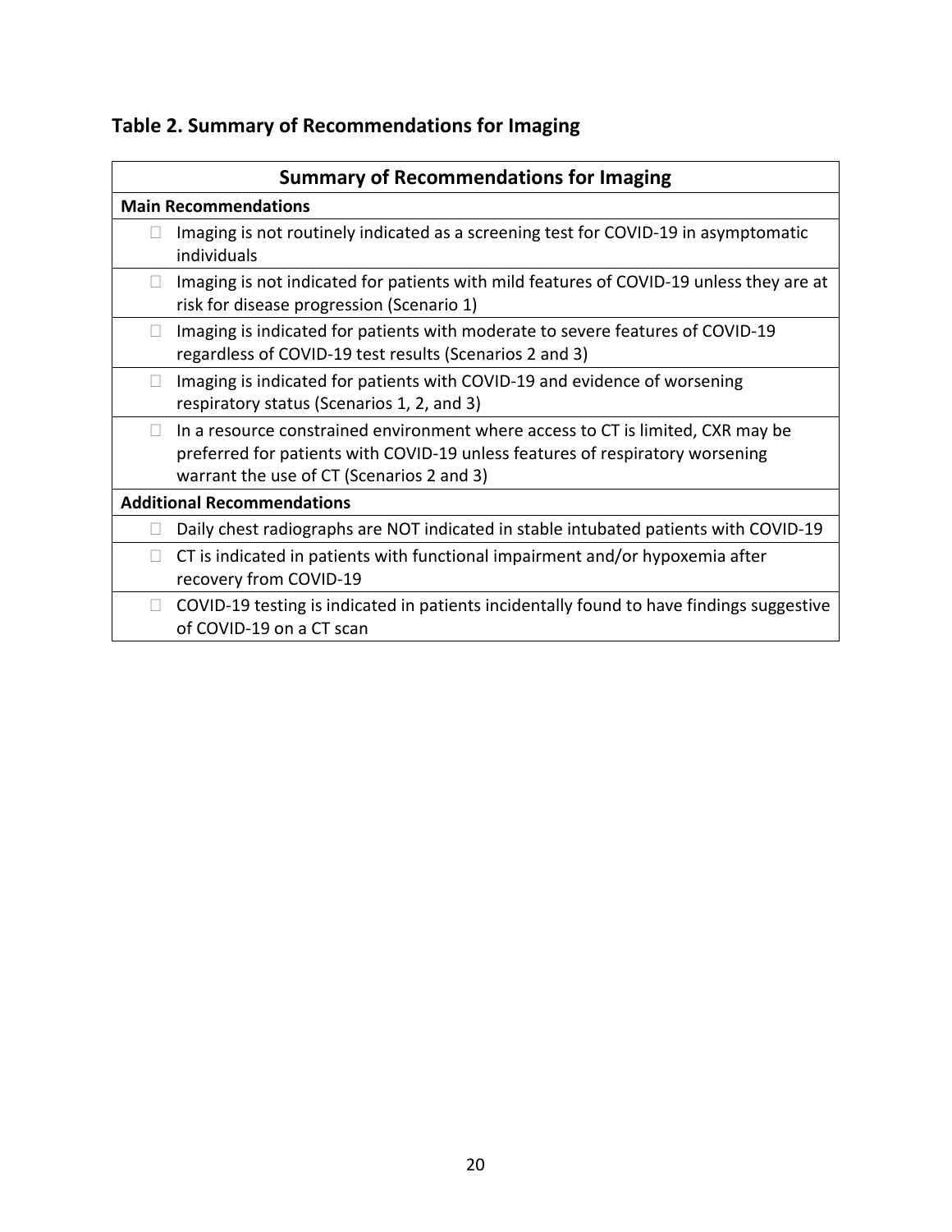## Table 2. Summary of Recommendations for Imaging

| Summary of Recommendations for Imaging |
| --- |
| **Main Recommendations** |
| - Imaging is not routinely indicated as a screening test for COVID-19 in asymptomatic individuals |
| - Imaging is not indicated for patients with mild features of COVID-19 unless they are at risk for disease progression (Scenario 1) |
| - Imaging is indicated for patients with moderate to severe features of COVID-19 regardless of COVID-19 test results (Scenarios 2 and 3) |
| - Imaging is indicated for patients with COVID-19 and evidence of worsening respiratory status (Scenarios 1, 2, and 3) |
| - In a resource constrained environment where access to CT is limited, CXR may be preferred for patients with COVID-19 unless features of respiratory worsening warrant the use of CT (Scenarios 2 and 3) |
| **Additional Recommendations** |
| - Daily chest radiographs are NOT indicated in stable intubated patients with COVID-19 |
| - CT is indicated in patients with functional impairment and/or hypoxemia after recovery from COVID-19 |
| - COVID-19 testing is indicated in patients incidentally found to have findings suggestive of COVID-19 on a CT scan |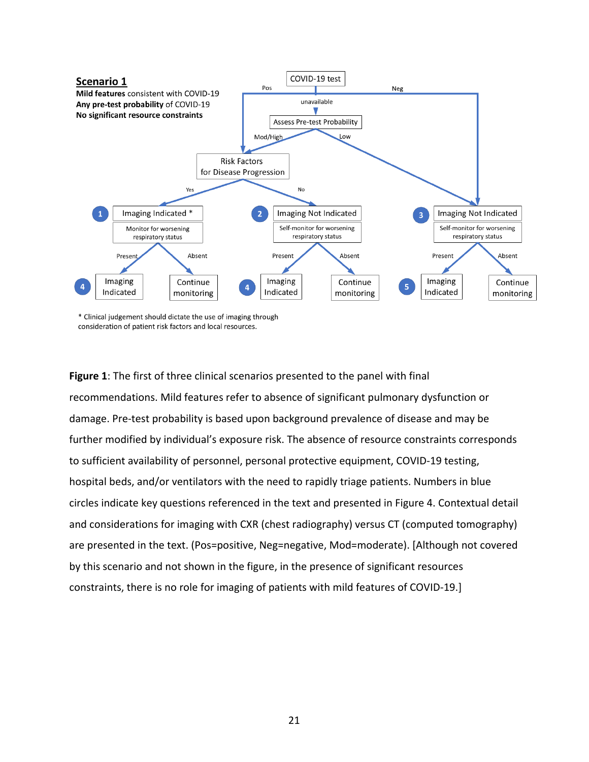**Scenario 1**

**Mild features** consistent with COVID-19
**Any pre-test probability** of COVID-19
**No significant resource constraints**

COVID-19 test

Pos — unavailable — Neg

Assess Pre-test Probability

Mod/High — Low

Risk Factors for Disease Progression

Yes — No

1 Imaging Indicated *
Monitor for worsening respiratory status

2 Imaging Not Indicated
Self-monitor for worsening respiratory status

3 Imaging Not Indicated
Self-monitor for worsening respiratory status

Present — Absent

4 Imaging Indicated — Continue monitoring

4 Imaging Indicated — Continue monitoring

5 Imaging Indicated — Continue monitoring

* Clinical judgement should dictate the use of imaging through consideration of patient risk factors and local resources.

**Figure 1**: The first of three clinical scenarios presented to the panel with final recommendations. Mild features refer to absence of significant pulmonary dysfunction or damage. Pre-test probability is based upon background prevalence of disease and may be further modified by individual's exposure risk. The absence of resource constraints corresponds to sufficient availability of personnel, personal protective equipment, COVID-19 testing, hospital beds, and/or ventilators with the need to rapidly triage patients. Numbers in blue circles indicate key questions referenced in the text and presented in Figure 4. Contextual detail and considerations for imaging with CXR (chest radiography) versus CT (computed tomography) are presented in the text. (Pos=positive, Neg=negative, Mod=moderate). [Although not covered by this scenario and not shown in the figure, in the presence of significant resources constraints, there is no role for imaging of patients with mild features of COVID-19.]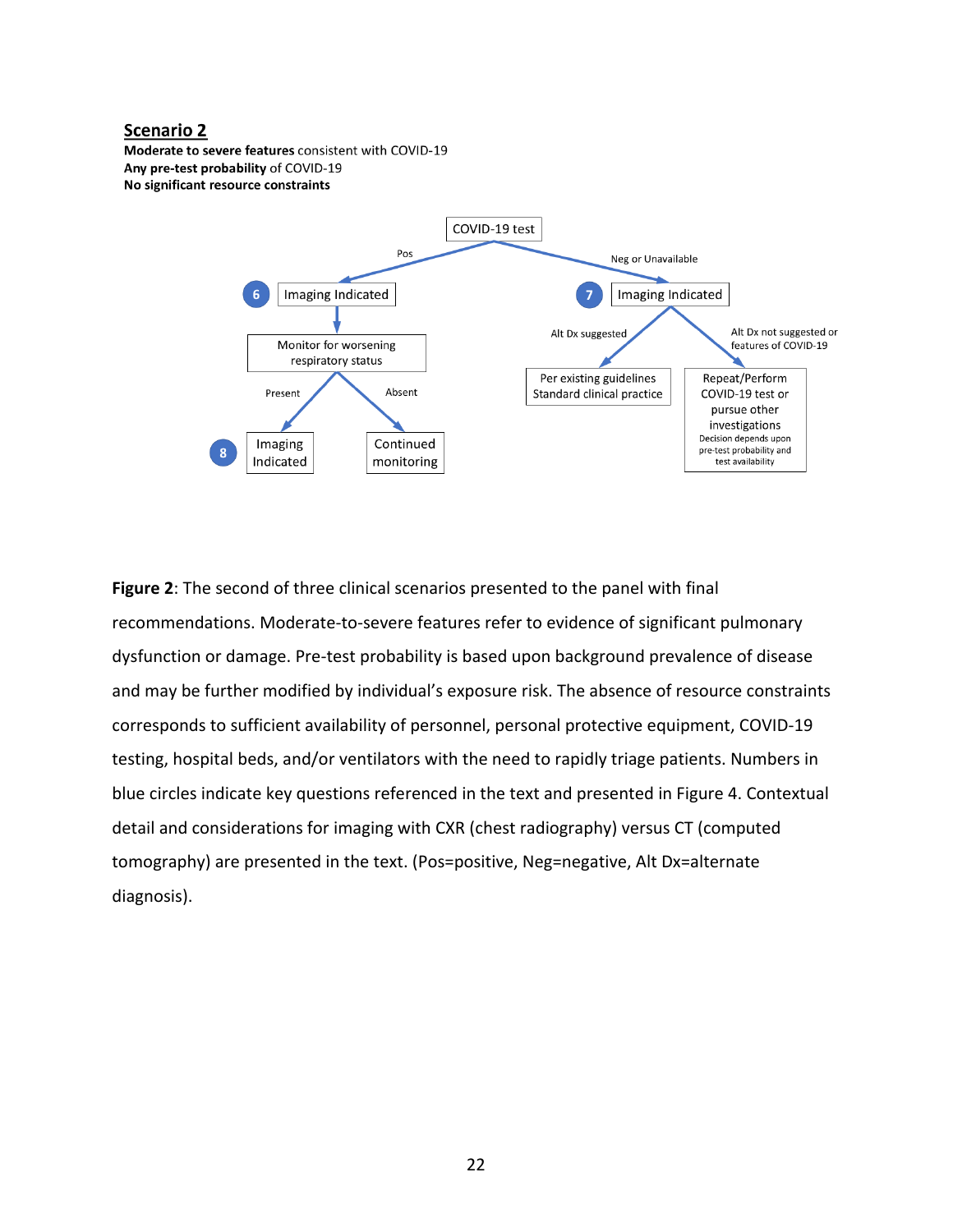**Scenario 2**

**Moderate to severe features** consistent with COVID-19
**Any pre-test probability** of COVID-19
**No significant resource constraints**

COVID-19 test

- Pos → (6) Imaging Indicated → Monitor for worsening respiratory status
  - Present → (8) Imaging Indicated
  - Absent → Continued monitoring
- Neg or Unavailable → (7) Imaging Indicated
  - Alt Dx suggested → Per existing guidelines Standard clinical practice
  - Alt Dx not suggested or features of COVID-19 → Repeat/Perform COVID-19 test or pursue other investigations. Decision depends upon pre-test probability and test availability

**Figure 2**: The second of three clinical scenarios presented to the panel with final recommendations. Moderate-to-severe features refer to evidence of significant pulmonary dysfunction or damage. Pre-test probability is based upon background prevalence of disease and may be further modified by individual's exposure risk. The absence of resource constraints corresponds to sufficient availability of personnel, personal protective equipment, COVID-19 testing, hospital beds, and/or ventilators with the need to rapidly triage patients. Numbers in blue circles indicate key questions referenced in the text and presented in Figure 4. Contextual detail and considerations for imaging with CXR (chest radiography) versus CT (computed tomography) are presented in the text. (Pos=positive, Neg=negative, Alt Dx=alternate diagnosis).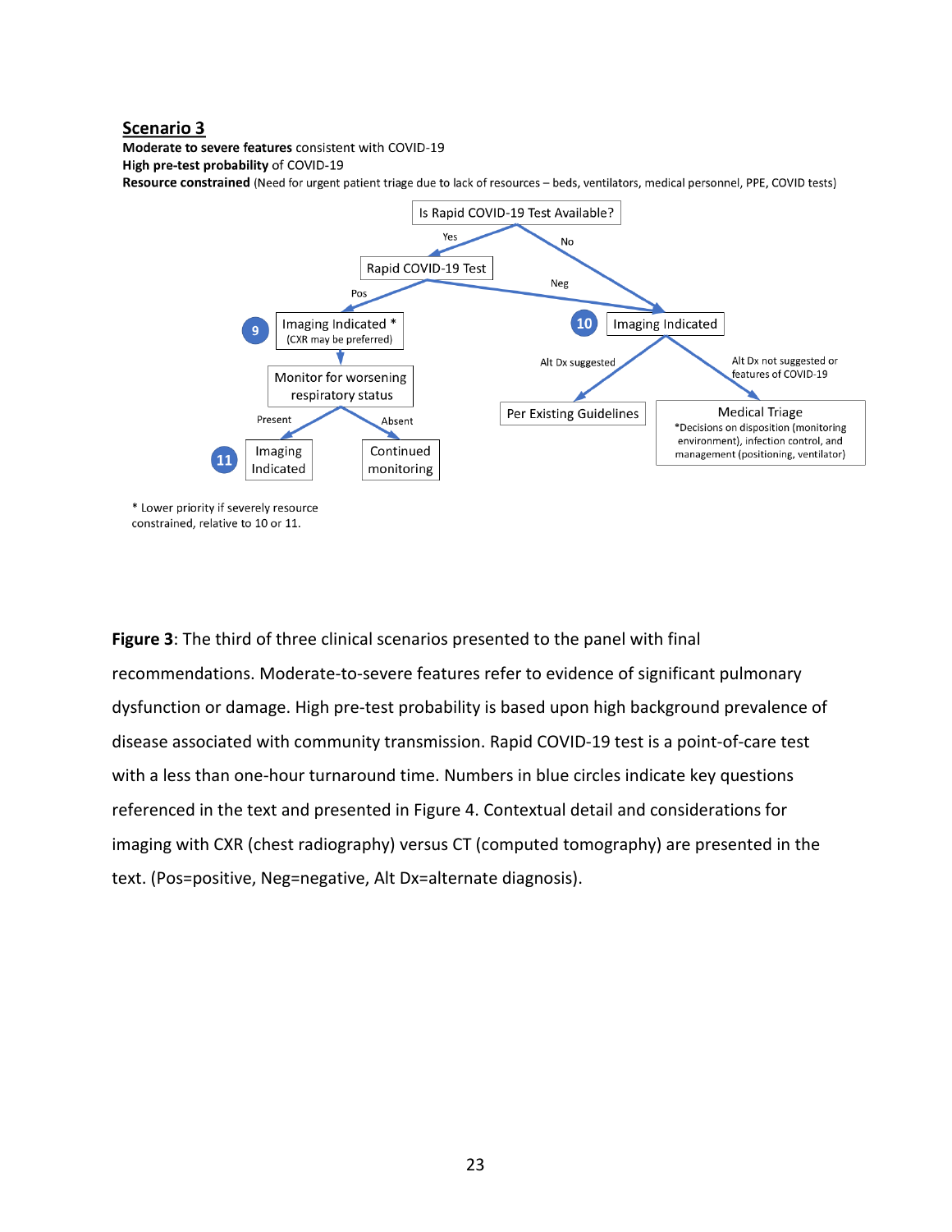**Scenario 3**

**Moderate to severe features** consistent with COVID-19

**High pre-test probability** of COVID-19

**Resource constrained** (Need for urgent patient triage due to lack of resources – beds, ventilators, medical personnel, PPE, COVID tests)

Is Rapid COVID-19 Test Available?

- Yes → Rapid COVID-19 Test
  - Pos → **9** Imaging Indicated * (CXR may be preferred)
    - Monitor for worsening respiratory status
      - Present → **11** Imaging Indicated
      - Absent → Continued monitoring
  - Neg → **10** Imaging Indicated
- No → **10** Imaging Indicated
  - Alt Dx suggested → Per Existing Guidelines
  - Alt Dx not suggested or features of COVID-19 → Medical Triage
    - *Decisions on disposition (monitoring environment), infection control, and management (positioning, ventilator)

* Lower priority if severely resource constrained, relative to 10 or 11.

**Figure 3**: The third of three clinical scenarios presented to the panel with final recommendations. Moderate-to-severe features refer to evidence of significant pulmonary dysfunction or damage. High pre-test probability is based upon high background prevalence of disease associated with community transmission. Rapid COVID-19 test is a point-of-care test with a less than one-hour turnaround time. Numbers in blue circles indicate key questions referenced in the text and presented in Figure 4. Contextual detail and considerations for imaging with CXR (chest radiography) versus CT (computed tomography) are presented in the text. (Pos=positive, Neg=negative, Alt Dx=alternate diagnosis).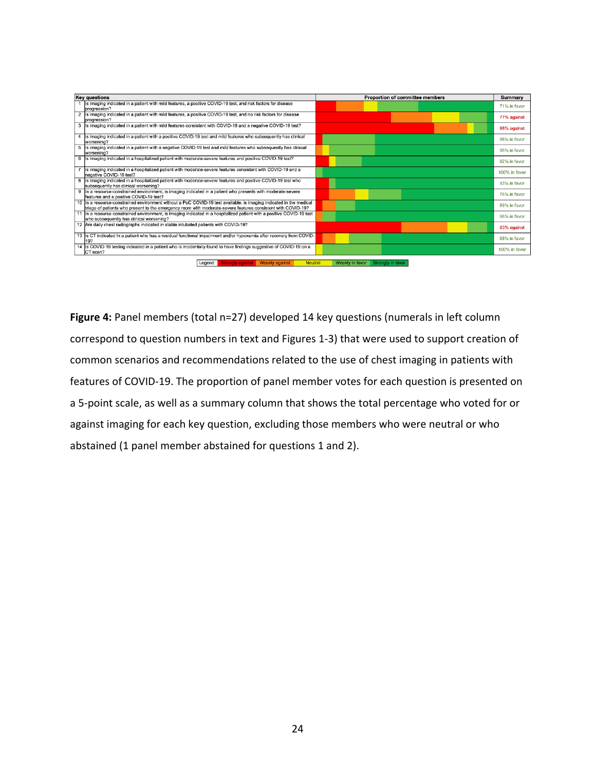| | Key questions | Proportion of committee members | Summary |
|---|---|---|---|
| 1 | Is imaging indicated in a patient with mild features, a positive COVID-19 test, and risk factors for disease progression? | | 71% in favor |
| 2 | Is imaging indicated in a patient with mild features, a positive COVID-19 test, and no risk factors for disease progression? | | 77% against |
| 3 | Is imaging indicated in a patient with mild features consistent with COVID-19 and a negative COVID-19 test? | | 88% against |
| 4 | Is imaging indicated in a patient with a positive COVID-19 test and mild features who subsequently has clinical worsening? | | 96% in favor |
| 5 | Is imaging indicated in a patient with a negative COVID-19 test and mild features who subsequently has clinical worsening? | | 96% in favor |
| 6 | Is imaging indicated in a hospitalized patient with moderate-severe features and positive COVID-19 test? | | 92% in favor |
| 7 | Is imaging indicated in a hospitalized patient with moderate-severe features consistent with COVID-19 and a negative COVID-19 test? | | 100% in favor |
| 8 | Is imaging indicated in a hospitalized patient with moderate-severe features and positive COVID-19 test who subsequently has clinical worsening? | | 93% in favor |
| 9 | In a resource-constrained environment, is imaging indicated in a patient who presents with moderate-severe features and a positive COVID-19 test? | | 76% in favor |
| 10 | In a resource-constrained environment without a PoC COVID-19 test available, is imaging indicated in the medical triage of patients who present to the emergency room with moderate-severe features consistent with COVID-19? | | 89% in favor |
| 11 | In a resource-constrained environment, is imaging indicated in a hospitalized patient with a positive COVID-19 test who subsequently has clinical worsening? | | 96% in favor |
| 12 | Are daily chest radiographs indicated in stable intubated patients with COVID-19? | | 83% against |
| 13 | Is CT indicated in a patient who has a residual functional impairment and/or hypoxemia after recovery from COVID-19? | | 88% in favor |
| 14 | Is COVID-19 testing indicated in a patient who is incidentally found to have findings suggestive of COVID-19 on a CT scan? | | 100% in favor |

Legend: Strongly against, Weakly against, Neutral, Weakly in favor, Strongly in favor

**Figure 4:** Panel members (total n=27) developed 14 key questions (numerals in left column correspond to question numbers in text and Figures 1-3) that were used to support creation of common scenarios and recommendations related to the use of chest imaging in patients with features of COVID-19. The proportion of panel member votes for each question is presented on a 5-point scale, as well as a summary column that shows the total percentage who voted for or against imaging for each key question, excluding those members who were neutral or who abstained (1 panel member abstained for questions 1 and 2).